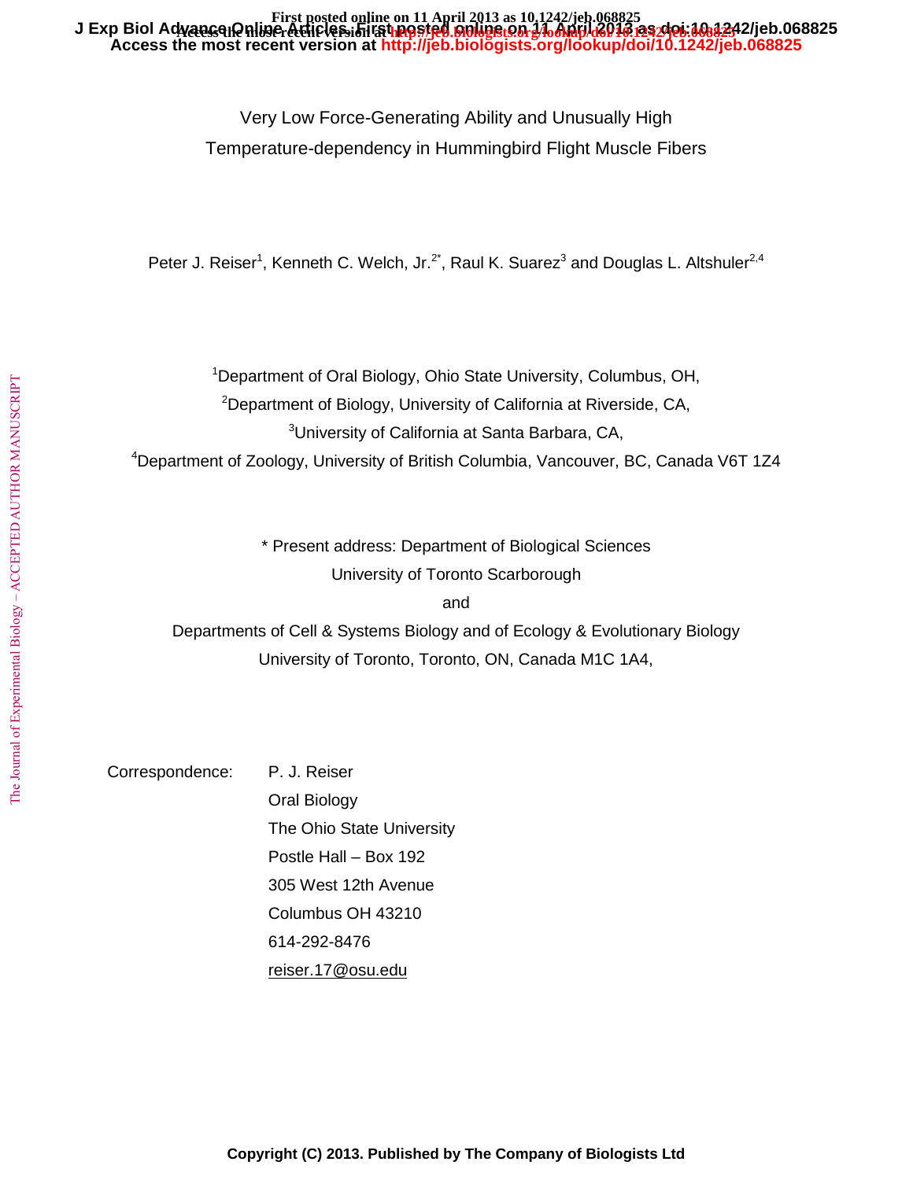# Very Low Force-Generating Ability and Unusually High Temperature-dependency in Hummingbird Flight Muscle Fibers

Peter J. Reiser[1], Kenneth C. Welch, Jr.[2*], Raul K. Suarez[3] and Douglas L. Altshuler[2,4]

[1]Department of Oral Biology, Ohio State University, Columbus, OH,

[2]Department of Biology, University of California at Riverside, CA,

[3]University of California at Santa Barbara, CA,

[4]Department of Zoology, University of British Columbia, Vancouver, BC, Canada V6T 1Z4

* Present address: Department of Biological Sciences
University of Toronto Scarborough
and
Departments of Cell & Systems Biology and of Ecology & Evolutionary Biology
University of Toronto, Toronto, ON, Canada M1C 1A4,

Correspondence: P. J. Reiser
Oral Biology
The Ohio State University
Postle Hall – Box 192
305 West 12th Avenue
Columbus OH 43210
614-292-8476
reiser.17@osu.edu

Copyright (C) 2013. Published by The Company of Biologists Ltd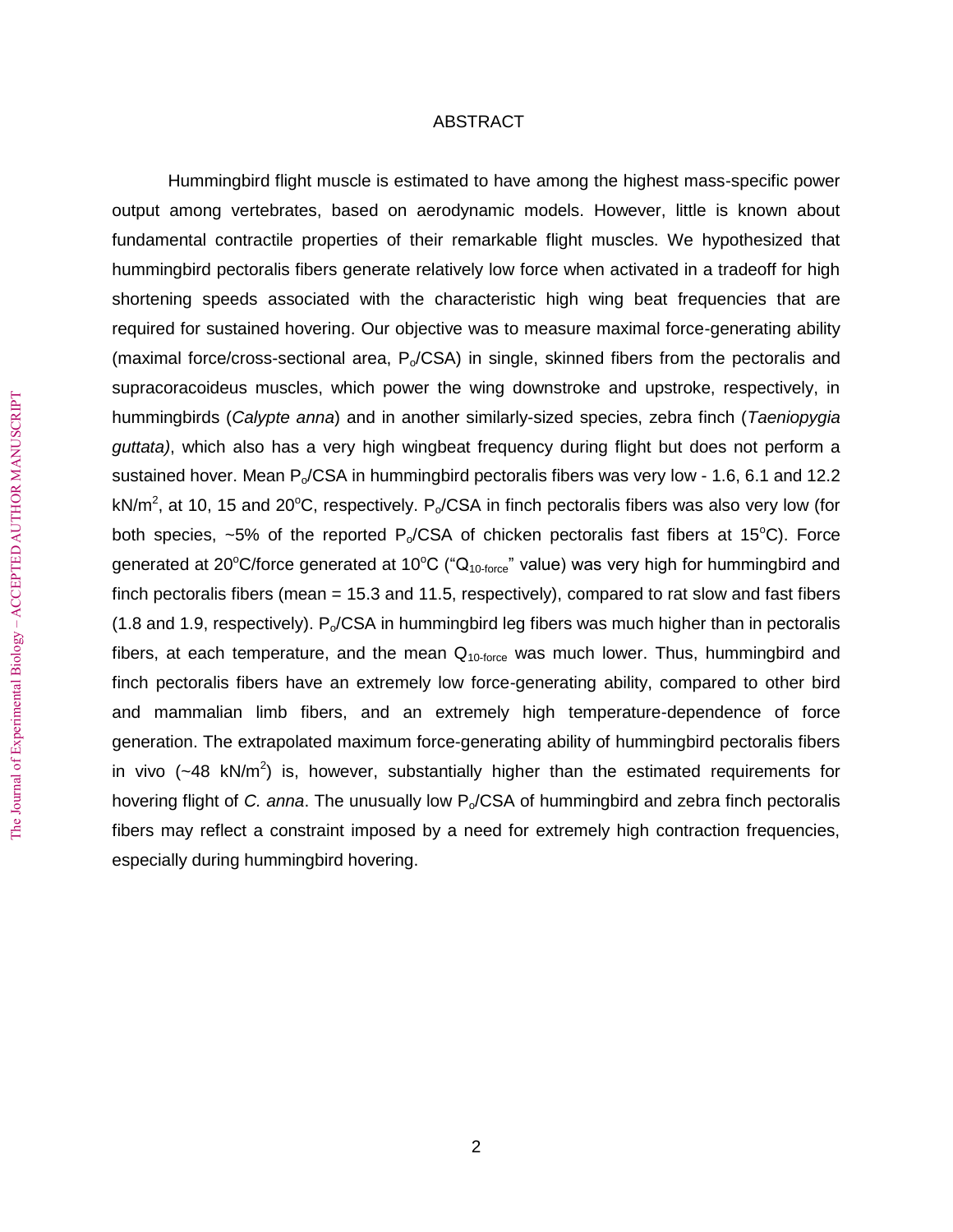# ABSTRACT

Hummingbird flight muscle is estimated to have among the highest mass-specific power output among vertebrates, based on aerodynamic models. However, little is known about fundamental contractile properties of their remarkable flight muscles. We hypothesized that hummingbird pectoralis fibers generate relatively low force when activated in a tradeoff for high shortening speeds associated with the characteristic high wing beat frequencies that are required for sustained hovering. Our objective was to measure maximal force-generating ability (maximal force/cross-sectional area, $P_o$/CSA) in single, skinned fibers from the pectoralis and supracoracoideus muscles, which power the wing downstroke and upstroke, respectively, in hummingbirds (*Calypte anna*) and in another similarly-sized species, zebra finch (*Taeniopygia guttata)*, which also has a very high wingbeat frequency during flight but does not perform a sustained hover. Mean $P_o$/CSA in hummingbird pectoralis fibers was very low - 1.6, 6.1 and 12.2 kN/m$^2$, at 10, 15 and 20$^o$C, respectively. $P_o$/CSA in finch pectoralis fibers was also very low (for both species, ~5% of the reported $P_o$/CSA of chicken pectoralis fast fibers at 15$^o$C). Force generated at 20$^o$C/force generated at 10$^o$C ("$Q_{10\text{-force}}$" value) was very high for hummingbird and finch pectoralis fibers (mean = 15.3 and 11.5, respectively), compared to rat slow and fast fibers (1.8 and 1.9, respectively). $P_o$/CSA in hummingbird leg fibers was much higher than in pectoralis fibers, at each temperature, and the mean $Q_{10\text{-force}}$ was much lower. Thus, hummingbird and finch pectoralis fibers have an extremely low force-generating ability, compared to other bird and mammalian limb fibers, and an extremely high temperature-dependence of force generation. The extrapolated maximum force-generating ability of hummingbird pectoralis fibers in vivo (~48 kN/m$^2$) is, however, substantially higher than the estimated requirements for hovering flight of *C. anna*. The unusually low $P_o$/CSA of hummingbird and zebra finch pectoralis fibers may reflect a constraint imposed by a need for extremely high contraction frequencies, especially during hummingbird hovering.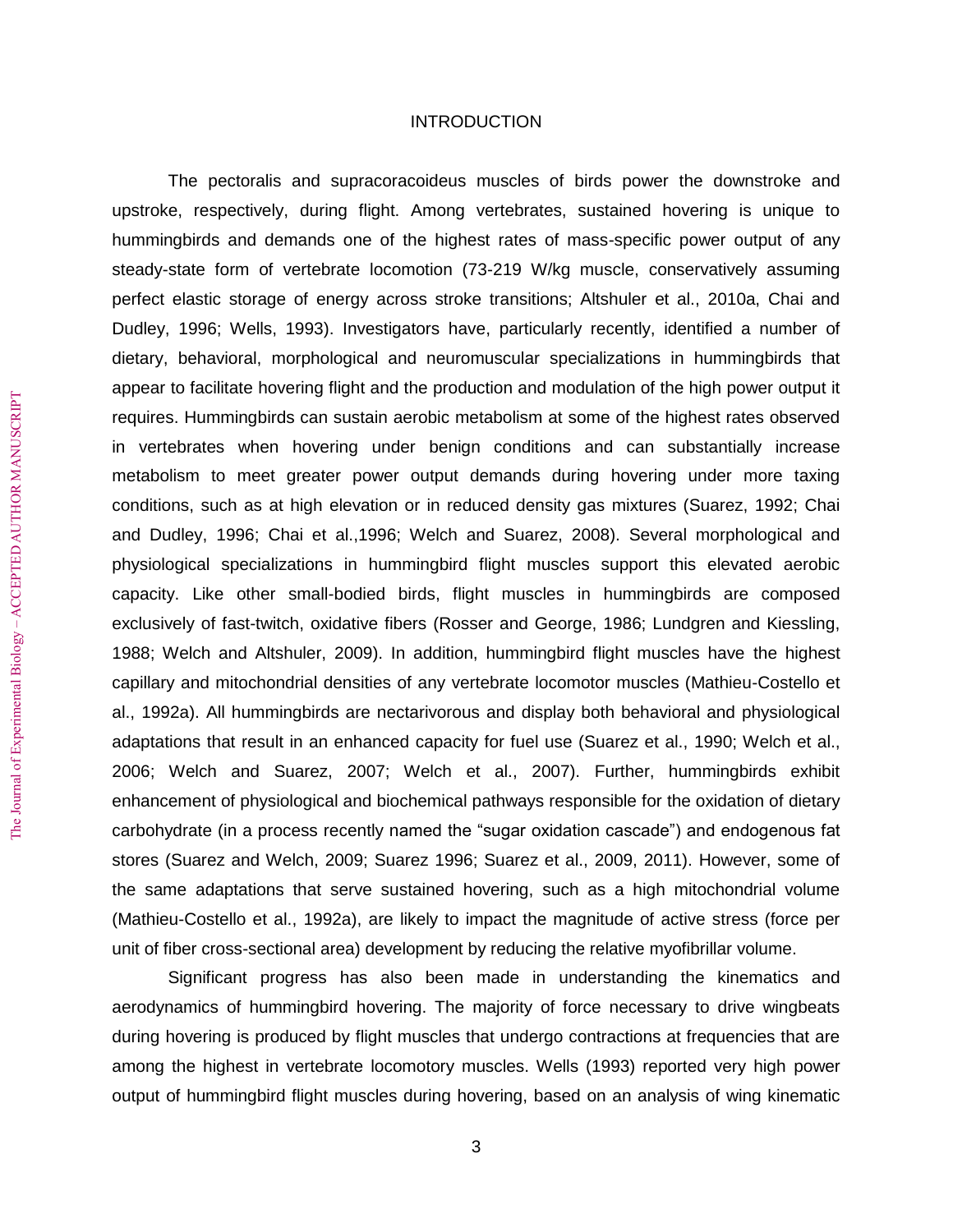## INTRODUCTION

The pectoralis and supracoracoideus muscles of birds power the downstroke and upstroke, respectively, during flight. Among vertebrates, sustained hovering is unique to hummingbirds and demands one of the highest rates of mass-specific power output of any steady-state form of vertebrate locomotion (73-219 W/kg muscle, conservatively assuming perfect elastic storage of energy across stroke transitions; Altshuler et al., 2010a, Chai and Dudley, 1996; Wells, 1993). Investigators have, particularly recently, identified a number of dietary, behavioral, morphological and neuromuscular specializations in hummingbirds that appear to facilitate hovering flight and the production and modulation of the high power output it requires. Hummingbirds can sustain aerobic metabolism at some of the highest rates observed in vertebrates when hovering under benign conditions and can substantially increase metabolism to meet greater power output demands during hovering under more taxing conditions, such as at high elevation or in reduced density gas mixtures (Suarez, 1992; Chai and Dudley, 1996; Chai et al.,1996; Welch and Suarez, 2008). Several morphological and physiological specializations in hummingbird flight muscles support this elevated aerobic capacity. Like other small-bodied birds, flight muscles in hummingbirds are composed exclusively of fast-twitch, oxidative fibers (Rosser and George, 1986; Lundgren and Kiessling, 1988; Welch and Altshuler, 2009). In addition, hummingbird flight muscles have the highest capillary and mitochondrial densities of any vertebrate locomotor muscles (Mathieu-Costello et al., 1992a). All hummingbirds are nectarivorous and display both behavioral and physiological adaptations that result in an enhanced capacity for fuel use (Suarez et al., 1990; Welch et al., 2006; Welch and Suarez, 2007; Welch et al., 2007). Further, hummingbirds exhibit enhancement of physiological and biochemical pathways responsible for the oxidation of dietary carbohydrate (in a process recently named the "sugar oxidation cascade") and endogenous fat stores (Suarez and Welch, 2009; Suarez 1996; Suarez et al., 2009, 2011). However, some of the same adaptations that serve sustained hovering, such as a high mitochondrial volume (Mathieu-Costello et al., 1992a), are likely to impact the magnitude of active stress (force per unit of fiber cross-sectional area) development by reducing the relative myofibrillar volume.

Significant progress has also been made in understanding the kinematics and aerodynamics of hummingbird hovering. The majority of force necessary to drive wingbeats during hovering is produced by flight muscles that undergo contractions at frequencies that are among the highest in vertebrate locomotory muscles. Wells (1993) reported very high power output of hummingbird flight muscles during hovering, based on an analysis of wing kinematic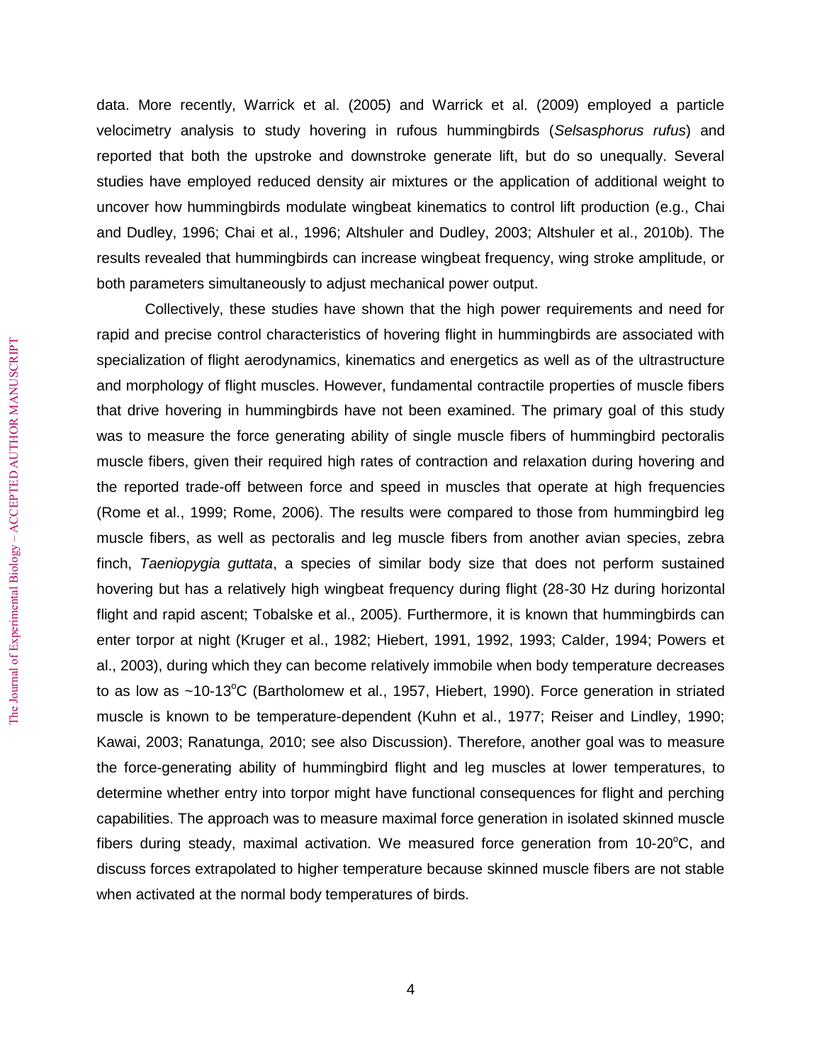data. More recently, Warrick et al. (2005) and Warrick et al. (2009) employed a particle velocimetry analysis to study hovering in rufous hummingbirds (*Selsasphorus rufus*) and reported that both the upstroke and downstroke generate lift, but do so unequally. Several studies have employed reduced density air mixtures or the application of additional weight to uncover how hummingbirds modulate wingbeat kinematics to control lift production (e.g., Chai and Dudley, 1996; Chai et al., 1996; Altshuler and Dudley, 2003; Altshuler et al., 2010b). The results revealed that hummingbirds can increase wingbeat frequency, wing stroke amplitude, or both parameters simultaneously to adjust mechanical power output.

Collectively, these studies have shown that the high power requirements and need for rapid and precise control characteristics of hovering flight in hummingbirds are associated with specialization of flight aerodynamics, kinematics and energetics as well as of the ultrastructure and morphology of flight muscles. However, fundamental contractile properties of muscle fibers that drive hovering in hummingbirds have not been examined. The primary goal of this study was to measure the force generating ability of single muscle fibers of hummingbird pectoralis muscle fibers, given their required high rates of contraction and relaxation during hovering and the reported trade-off between force and speed in muscles that operate at high frequencies (Rome et al., 1999; Rome, 2006). The results were compared to those from hummingbird leg muscle fibers, as well as pectoralis and leg muscle fibers from another avian species, zebra finch, *Taeniopygia guttata*, a species of similar body size that does not perform sustained hovering but has a relatively high wingbeat frequency during flight (28-30 Hz during horizontal flight and rapid ascent; Tobalske et al., 2005). Furthermore, it is known that hummingbirds can enter torpor at night (Kruger et al., 1982; Hiebert, 1991, 1992, 1993; Calder, 1994; Powers et al., 2003), during which they can become relatively immobile when body temperature decreases to as low as ~10-13°C (Bartholomew et al., 1957, Hiebert, 1990). Force generation in striated muscle is known to be temperature-dependent (Kuhn et al., 1977; Reiser and Lindley, 1990; Kawai, 2003; Ranatunga, 2010; see also Discussion). Therefore, another goal was to measure the force-generating ability of hummingbird flight and leg muscles at lower temperatures, to determine whether entry into torpor might have functional consequences for flight and perching capabilities. The approach was to measure maximal force generation in isolated skinned muscle fibers during steady, maximal activation. We measured force generation from 10-20°C, and discuss forces extrapolated to higher temperature because skinned muscle fibers are not stable when activated at the normal body temperatures of birds.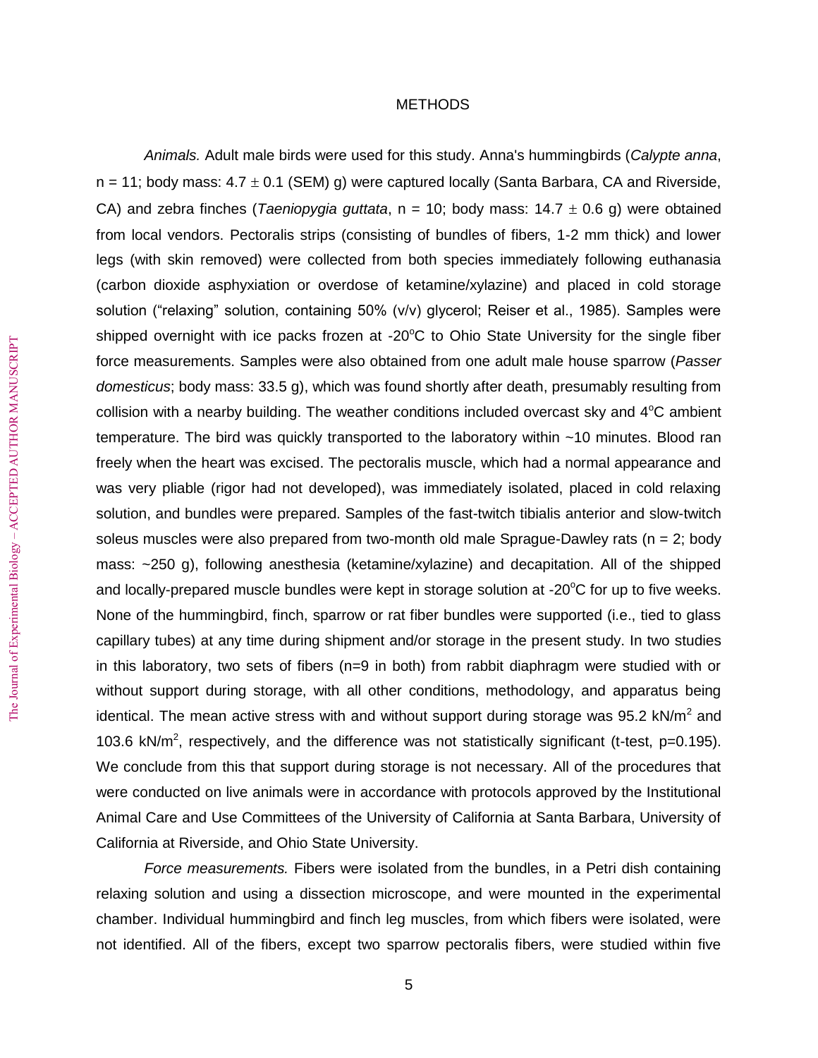## METHODS

*Animals.* Adult male birds were used for this study. Anna's hummingbirds (*Calypte anna*, n = 11; body mass: 4.7 ± 0.1 (SEM) g) were captured locally (Santa Barbara, CA and Riverside, CA) and zebra finches (*Taeniopygia guttata*, n = 10; body mass: 14.7 ± 0.6 g) were obtained from local vendors. Pectoralis strips (consisting of bundles of fibers, 1-2 mm thick) and lower legs (with skin removed) were collected from both species immediately following euthanasia (carbon dioxide asphyxiation or overdose of ketamine/xylazine) and placed in cold storage solution ("relaxing" solution, containing 50% (v/v) glycerol; Reiser et al., 1985). Samples were shipped overnight with ice packs frozen at -20°C to Ohio State University for the single fiber force measurements. Samples were also obtained from one adult male house sparrow (*Passer domesticus*; body mass: 33.5 g), which was found shortly after death, presumably resulting from collision with a nearby building. The weather conditions included overcast sky and 4°C ambient temperature. The bird was quickly transported to the laboratory within ~10 minutes. Blood ran freely when the heart was excised. The pectoralis muscle, which had a normal appearance and was very pliable (rigor had not developed), was immediately isolated, placed in cold relaxing solution, and bundles were prepared. Samples of the fast-twitch tibialis anterior and slow-twitch soleus muscles were also prepared from two-month old male Sprague-Dawley rats (n = 2; body mass: ~250 g), following anesthesia (ketamine/xylazine) and decapitation. All of the shipped and locally-prepared muscle bundles were kept in storage solution at -20°C for up to five weeks. None of the hummingbird, finch, sparrow or rat fiber bundles were supported (i.e., tied to glass capillary tubes) at any time during shipment and/or storage in the present study. In two studies in this laboratory, two sets of fibers (n=9 in both) from rabbit diaphragm were studied with or without support during storage, with all other conditions, methodology, and apparatus being identical. The mean active stress with and without support during storage was 95.2 kN/m$^2$ and 103.6 kN/m$^2$, respectively, and the difference was not statistically significant (t-test, p=0.195). We conclude from this that support during storage is not necessary. All of the procedures that were conducted on live animals were in accordance with protocols approved by the Institutional Animal Care and Use Committees of the University of California at Santa Barbara, University of California at Riverside, and Ohio State University.

*Force measurements.* Fibers were isolated from the bundles, in a Petri dish containing relaxing solution and using a dissection microscope, and were mounted in the experimental chamber. Individual hummingbird and finch leg muscles, from which fibers were isolated, were not identified. All of the fibers, except two sparrow pectoralis fibers, were studied within five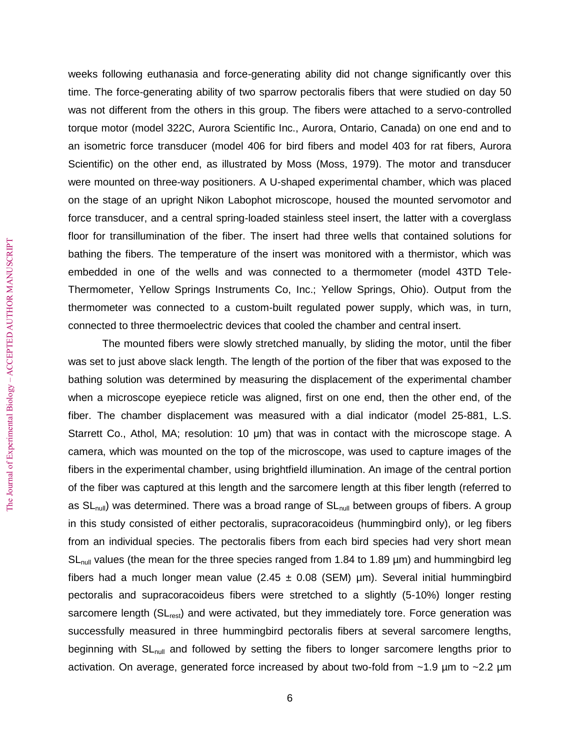weeks following euthanasia and force-generating ability did not change significantly over this time. The force-generating ability of two sparrow pectoralis fibers that were studied on day 50 was not different from the others in this group. The fibers were attached to a servo-controlled torque motor (model 322C, Aurora Scientific Inc., Aurora, Ontario, Canada) on one end and to an isometric force transducer (model 406 for bird fibers and model 403 for rat fibers, Aurora Scientific) on the other end, as illustrated by Moss (Moss, 1979). The motor and transducer were mounted on three-way positioners. A U-shaped experimental chamber, which was placed on the stage of an upright Nikon Labophot microscope, housed the mounted servomotor and force transducer, and a central spring-loaded stainless steel insert, the latter with a coverglass floor for transillumination of the fiber. The insert had three wells that contained solutions for bathing the fibers. The temperature of the insert was monitored with a thermistor, which was embedded in one of the wells and was connected to a thermometer (model 43TD Tele-Thermometer, Yellow Springs Instruments Co, Inc.; Yellow Springs, Ohio). Output from the thermometer was connected to a custom-built regulated power supply, which was, in turn, connected to three thermoelectric devices that cooled the chamber and central insert.

The mounted fibers were slowly stretched manually, by sliding the motor, until the fiber was set to just above slack length. The length of the portion of the fiber that was exposed to the bathing solution was determined by measuring the displacement of the experimental chamber when a microscope eyepiece reticle was aligned, first on one end, then the other end, of the fiber. The chamber displacement was measured with a dial indicator (model 25-881, L.S. Starrett Co., Athol, MA; resolution: 10 µm) that was in contact with the microscope stage. A camera, which was mounted on the top of the microscope, was used to capture images of the fibers in the experimental chamber, using brightfield illumination. An image of the central portion of the fiber was captured at this length and the sarcomere length at this fiber length (referred to as $SL_{null}$) was determined. There was a broad range of $SL_{null}$ between groups of fibers. A group in this study consisted of either pectoralis, supracoracoideus (hummingbird only), or leg fibers from an individual species. The pectoralis fibers from each bird species had very short mean $SL_{null}$ values (the mean for the three species ranged from 1.84 to 1.89 µm) and hummingbird leg fibers had a much longer mean value (2.45 ± 0.08 (SEM) µm). Several initial hummingbird pectoralis and supracoracoideus fibers were stretched to a slightly (5-10%) longer resting sarcomere length ($SL_{rest}$) and were activated, but they immediately tore. Force generation was successfully measured in three hummingbird pectoralis fibers at several sarcomere lengths, beginning with $SL_{null}$ and followed by setting the fibers to longer sarcomere lengths prior to activation. On average, generated force increased by about two-fold from ~1.9 µm to ~2.2 µm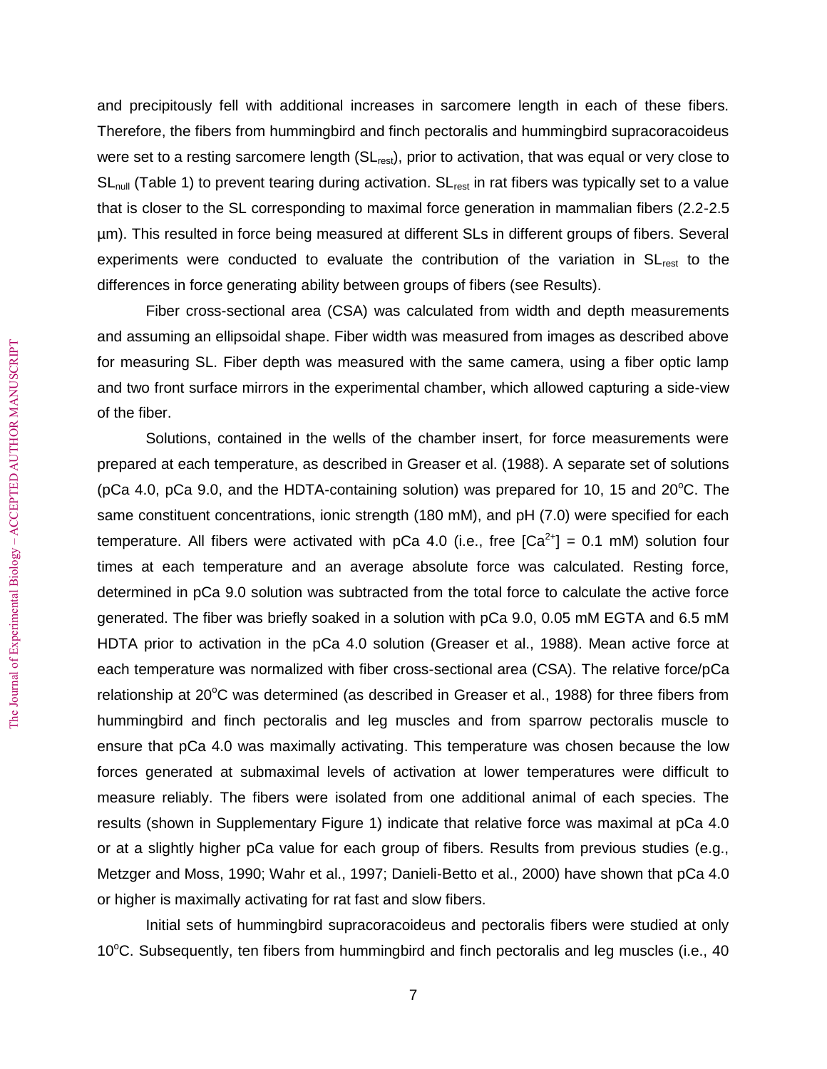and precipitously fell with additional increases in sarcomere length in each of these fibers. Therefore, the fibers from hummingbird and finch pectoralis and hummingbird supracoracoideus were set to a resting sarcomere length ($SL_{rest}$), prior to activation, that was equal or very close to $SL_{null}$ (Table 1) to prevent tearing during activation. $SL_{rest}$ in rat fibers was typically set to a value that is closer to the SL corresponding to maximal force generation in mammalian fibers (2.2-2.5 µm). This resulted in force being measured at different SLs in different groups of fibers. Several experiments were conducted to evaluate the contribution of the variation in $SL_{rest}$ to the differences in force generating ability between groups of fibers (see Results).

Fiber cross-sectional area (CSA) was calculated from width and depth measurements and assuming an ellipsoidal shape. Fiber width was measured from images as described above for measuring SL. Fiber depth was measured with the same camera, using a fiber optic lamp and two front surface mirrors in the experimental chamber, which allowed capturing a side-view of the fiber.

Solutions, contained in the wells of the chamber insert, for force measurements were prepared at each temperature, as described in Greaser et al. (1988). A separate set of solutions (pCa 4.0, pCa 9.0, and the HDTA-containing solution) was prepared for 10, 15 and 20°C. The same constituent concentrations, ionic strength (180 mM), and pH (7.0) were specified for each temperature. All fibers were activated with pCa 4.0 (i.e., free $[Ca^{2+}]$ = 0.1 mM) solution four times at each temperature and an average absolute force was calculated. Resting force, determined in pCa 9.0 solution was subtracted from the total force to calculate the active force generated. The fiber was briefly soaked in a solution with pCa 9.0, 0.05 mM EGTA and 6.5 mM HDTA prior to activation in the pCa 4.0 solution (Greaser et al., 1988). Mean active force at each temperature was normalized with fiber cross-sectional area (CSA). The relative force/pCa relationship at 20°C was determined (as described in Greaser et al., 1988) for three fibers from hummingbird and finch pectoralis and leg muscles and from sparrow pectoralis muscle to ensure that pCa 4.0 was maximally activating. This temperature was chosen because the low forces generated at submaximal levels of activation at lower temperatures were difficult to measure reliably. The fibers were isolated from one additional animal of each species. The results (shown in Supplementary Figure 1) indicate that relative force was maximal at pCa 4.0 or at a slightly higher pCa value for each group of fibers. Results from previous studies (e.g., Metzger and Moss, 1990; Wahr et al., 1997; Danieli-Betto et al., 2000) have shown that pCa 4.0 or higher is maximally activating for rat fast and slow fibers.

Initial sets of hummingbird supracoracoideus and pectoralis fibers were studied at only 10°C. Subsequently, ten fibers from hummingbird and finch pectoralis and leg muscles (i.e., 40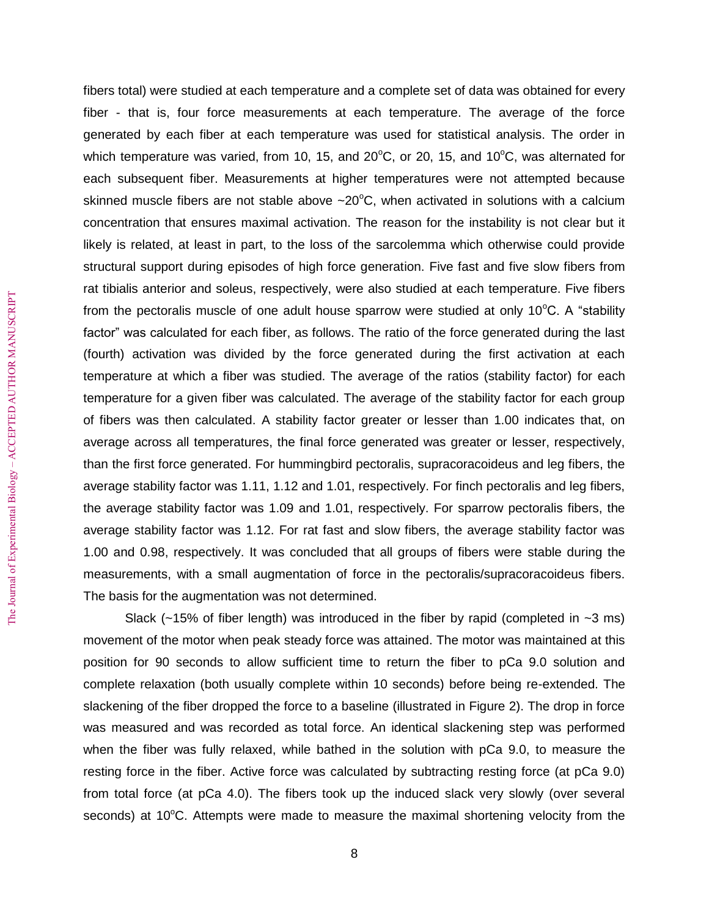fibers total) were studied at each temperature and a complete set of data was obtained for every fiber - that is, four force measurements at each temperature. The average of the force generated by each fiber at each temperature was used for statistical analysis. The order in which temperature was varied, from 10, 15, and 20°C, or 20, 15, and 10°C, was alternated for each subsequent fiber. Measurements at higher temperatures were not attempted because skinned muscle fibers are not stable above ~20°C, when activated in solutions with a calcium concentration that ensures maximal activation. The reason for the instability is not clear but it likely is related, at least in part, to the loss of the sarcolemma which otherwise could provide structural support during episodes of high force generation. Five fast and five slow fibers from rat tibialis anterior and soleus, respectively, were also studied at each temperature. Five fibers from the pectoralis muscle of one adult house sparrow were studied at only 10°C. A "stability factor" was calculated for each fiber, as follows. The ratio of the force generated during the last (fourth) activation was divided by the force generated during the first activation at each temperature at which a fiber was studied. The average of the ratios (stability factor) for each temperature for a given fiber was calculated. The average of the stability factor for each group of fibers was then calculated. A stability factor greater or lesser than 1.00 indicates that, on average across all temperatures, the final force generated was greater or lesser, respectively, than the first force generated. For hummingbird pectoralis, supracoracoideus and leg fibers, the average stability factor was 1.11, 1.12 and 1.01, respectively. For finch pectoralis and leg fibers, the average stability factor was 1.09 and 1.01, respectively. For sparrow pectoralis fibers, the average stability factor was 1.12. For rat fast and slow fibers, the average stability factor was 1.00 and 0.98, respectively. It was concluded that all groups of fibers were stable during the measurements, with a small augmentation of force in the pectoralis/supracoracoideus fibers. The basis for the augmentation was not determined.

Slack (~15% of fiber length) was introduced in the fiber by rapid (completed in ~3 ms) movement of the motor when peak steady force was attained. The motor was maintained at this position for 90 seconds to allow sufficient time to return the fiber to pCa 9.0 solution and complete relaxation (both usually complete within 10 seconds) before being re-extended. The slackening of the fiber dropped the force to a baseline (illustrated in Figure 2). The drop in force was measured and was recorded as total force. An identical slackening step was performed when the fiber was fully relaxed, while bathed in the solution with pCa 9.0, to measure the resting force in the fiber. Active force was calculated by subtracting resting force (at pCa 9.0) from total force (at pCa 4.0). The fibers took up the induced slack very slowly (over several seconds) at 10°C. Attempts were made to measure the maximal shortening velocity from the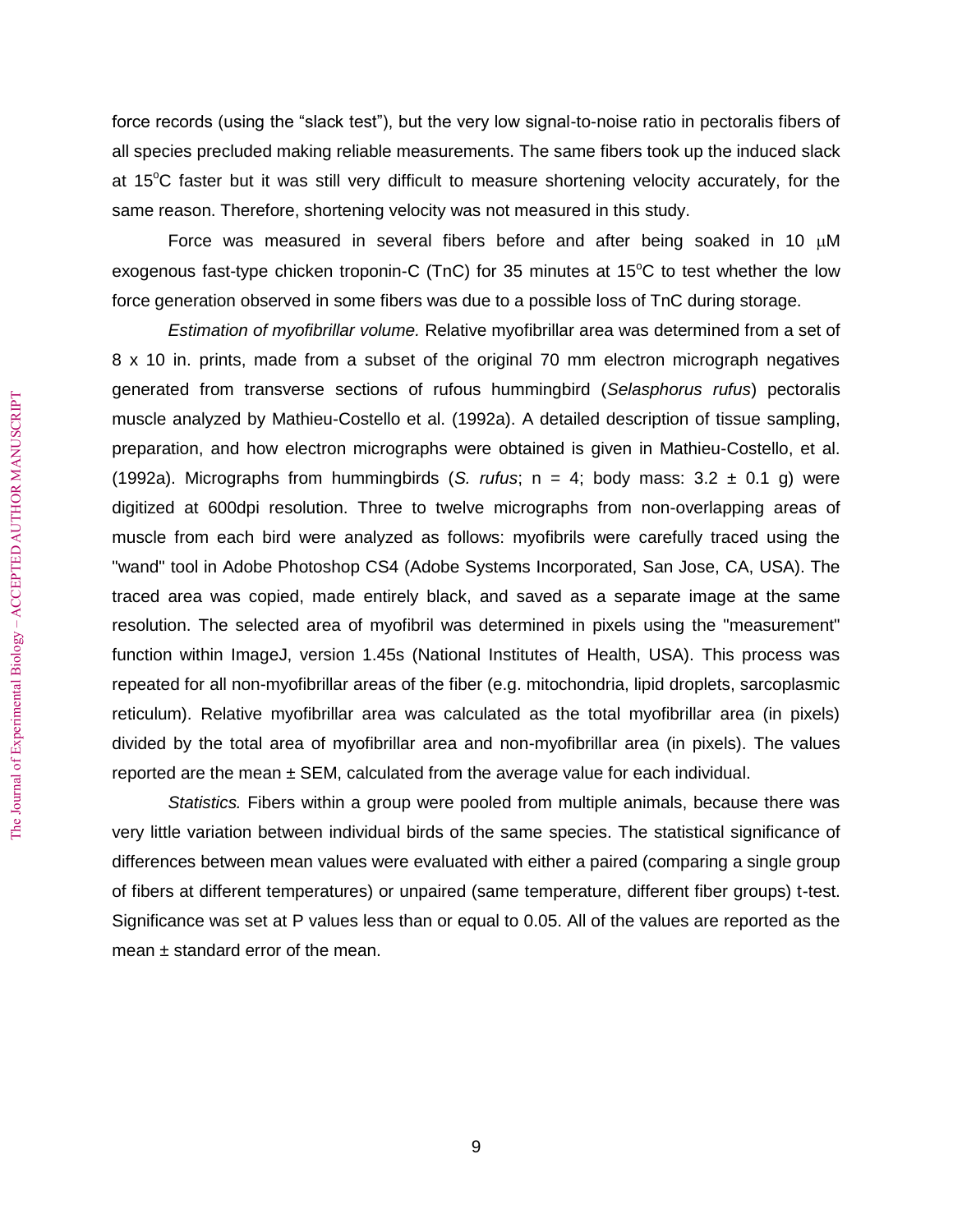force records (using the "slack test"), but the very low signal-to-noise ratio in pectoralis fibers of all species precluded making reliable measurements. The same fibers took up the induced slack at 15°C faster but it was still very difficult to measure shortening velocity accurately, for the same reason. Therefore, shortening velocity was not measured in this study.

Force was measured in several fibers before and after being soaked in 10 μM exogenous fast-type chicken troponin-C (TnC) for 35 minutes at 15°C to test whether the low force generation observed in some fibers was due to a possible loss of TnC during storage.

*Estimation of myofibrillar volume.* Relative myofibrillar area was determined from a set of 8 x 10 in. prints, made from a subset of the original 70 mm electron micrograph negatives generated from transverse sections of rufous hummingbird (*Selasphorus rufus*) pectoralis muscle analyzed by Mathieu-Costello et al. (1992a). A detailed description of tissue sampling, preparation, and how electron micrographs were obtained is given in Mathieu-Costello, et al. (1992a). Micrographs from hummingbirds (*S. rufus*; n = 4; body mass: 3.2 ± 0.1 g) were digitized at 600dpi resolution. Three to twelve micrographs from non-overlapping areas of muscle from each bird were analyzed as follows: myofibrils were carefully traced using the "wand" tool in Adobe Photoshop CS4 (Adobe Systems Incorporated, San Jose, CA, USA). The traced area was copied, made entirely black, and saved as a separate image at the same resolution. The selected area of myofibril was determined in pixels using the "measurement" function within ImageJ, version 1.45s (National Institutes of Health, USA). This process was repeated for all non-myofibrillar areas of the fiber (e.g. mitochondria, lipid droplets, sarcoplasmic reticulum). Relative myofibrillar area was calculated as the total myofibrillar area (in pixels) divided by the total area of myofibrillar area and non-myofibrillar area (in pixels). The values reported are the mean ± SEM, calculated from the average value for each individual.

*Statistics.* Fibers within a group were pooled from multiple animals, because there was very little variation between individual birds of the same species. The statistical significance of differences between mean values were evaluated with either a paired (comparing a single group of fibers at different temperatures) or unpaired (same temperature, different fiber groups) t-test. Significance was set at P values less than or equal to 0.05. All of the values are reported as the mean ± standard error of the mean.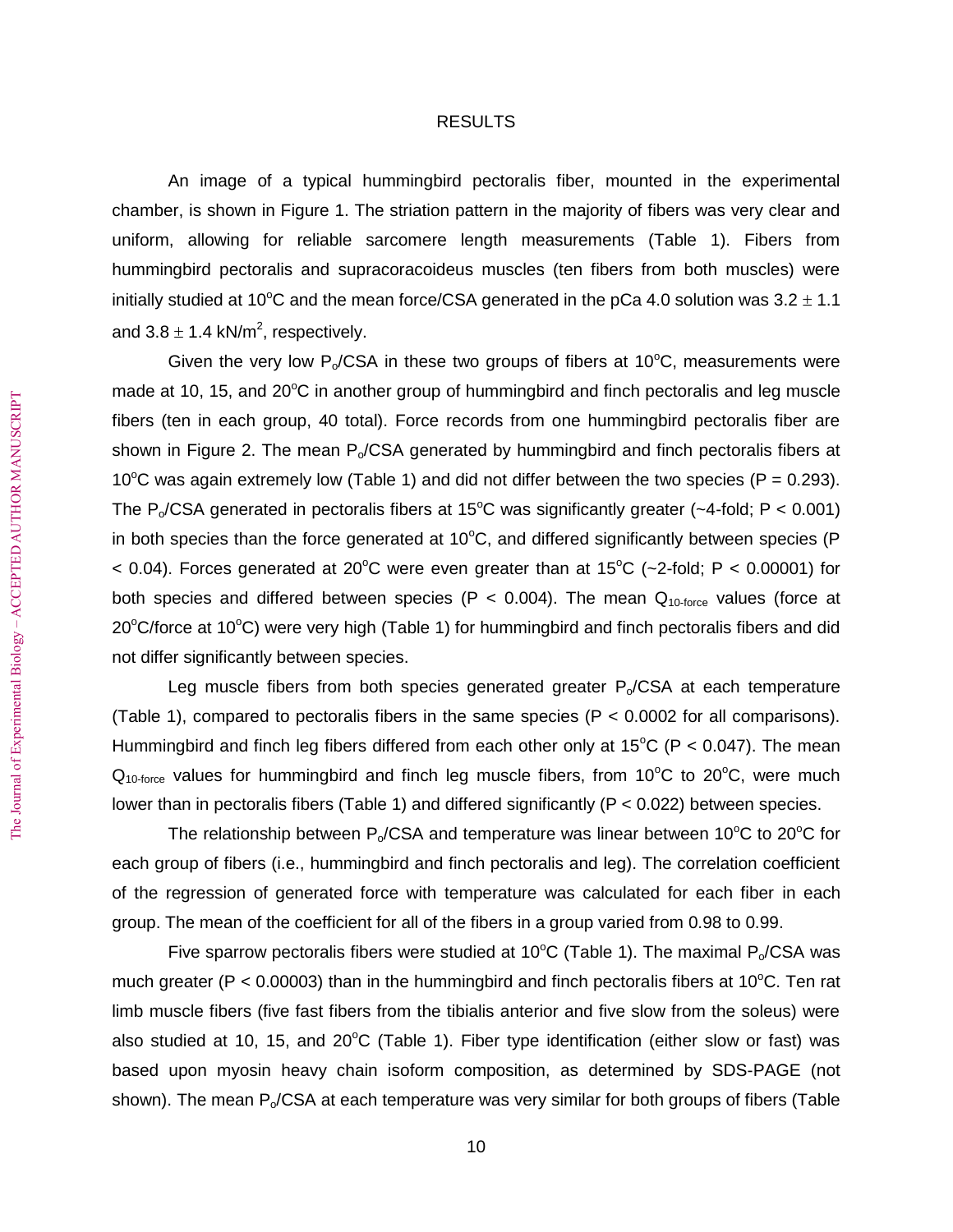# RESULTS

An image of a typical hummingbird pectoralis fiber, mounted in the experimental chamber, is shown in Figure 1. The striation pattern in the majority of fibers was very clear and uniform, allowing for reliable sarcomere length measurements (Table 1). Fibers from hummingbird pectoralis and supracoracoideus muscles (ten fibers from both muscles) were initially studied at 10°C and the mean force/CSA generated in the pCa 4.0 solution was $3.2 \pm 1.1$ and $3.8 \pm 1.4$ kN/m$^2$, respectively.

Given the very low $P_o$/CSA in these two groups of fibers at 10°C, measurements were made at 10, 15, and 20°C in another group of hummingbird and finch pectoralis and leg muscle fibers (ten in each group, 40 total). Force records from one hummingbird pectoralis fiber are shown in Figure 2. The mean $P_o$/CSA generated by hummingbird and finch pectoralis fibers at 10°C was again extremely low (Table 1) and did not differ between the two species ($P = 0.293$). The $P_o$/CSA generated in pectoralis fibers at 15°C was significantly greater (~4-fold; $P < 0.001$) in both species than the force generated at 10°C, and differed significantly between species ($P < 0.04$). Forces generated at 20°C were even greater than at 15°C (~2-fold; $P < 0.00001$) for both species and differed between species ($P < 0.004$). The mean $Q_{10\text{-force}}$ values (force at 20°C/force at 10°C) were very high (Table 1) for hummingbird and finch pectoralis fibers and did not differ significantly between species.

Leg muscle fibers from both species generated greater $P_o$/CSA at each temperature (Table 1), compared to pectoralis fibers in the same species ($P < 0.0002$ for all comparisons). Hummingbird and finch leg fibers differed from each other only at 15°C ($P < 0.047$). The mean $Q_{10\text{-force}}$ values for hummingbird and finch leg muscle fibers, from 10°C to 20°C, were much lower than in pectoralis fibers (Table 1) and differed significantly ($P < 0.022$) between species.

The relationship between $P_o$/CSA and temperature was linear between 10°C to 20°C for each group of fibers (i.e., hummingbird and finch pectoralis and leg). The correlation coefficient of the regression of generated force with temperature was calculated for each fiber in each group. The mean of the coefficient for all of the fibers in a group varied from 0.98 to 0.99.

Five sparrow pectoralis fibers were studied at 10°C (Table 1). The maximal $P_o$/CSA was much greater ($P < 0.00003$) than in the hummingbird and finch pectoralis fibers at 10°C. Ten rat limb muscle fibers (five fast fibers from the tibialis anterior and five slow from the soleus) were also studied at 10, 15, and 20°C (Table 1). Fiber type identification (either slow or fast) was based upon myosin heavy chain isoform composition, as determined by SDS-PAGE (not shown). The mean $P_o$/CSA at each temperature was very similar for both groups of fibers (Table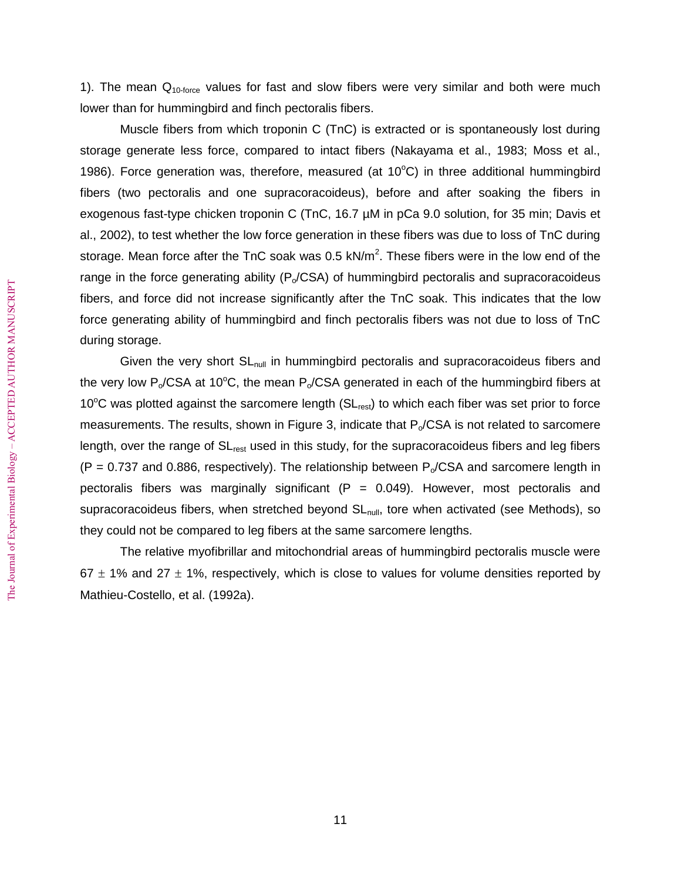1). The mean $Q_{10\text{-force}}$ values for fast and slow fibers were very similar and both were much lower than for hummingbird and finch pectoralis fibers.

Muscle fibers from which troponin C (TnC) is extracted or is spontaneously lost during storage generate less force, compared to intact fibers (Nakayama et al., 1983; Moss et al., 1986). Force generation was, therefore, measured (at 10°C) in three additional hummingbird fibers (two pectoralis and one supracoracoideus), before and after soaking the fibers in exogenous fast-type chicken troponin C (TnC, 16.7 µM in pCa 9.0 solution, for 35 min; Davis et al., 2002), to test whether the low force generation in these fibers was due to loss of TnC during storage. Mean force after the TnC soak was 0.5 kN/m$^2$. These fibers were in the low end of the range in the force generating ability ($P_o$/CSA) of hummingbird pectoralis and supracoracoideus fibers, and force did not increase significantly after the TnC soak. This indicates that the low force generating ability of hummingbird and finch pectoralis fibers was not due to loss of TnC during storage.

Given the very short $SL_{null}$ in hummingbird pectoralis and supracoracoideus fibers and the very low $P_o$/CSA at 10°C, the mean $P_o$/CSA generated in each of the hummingbird fibers at 10°C was plotted against the sarcomere length ($SL_{rest}$) to which each fiber was set prior to force measurements. The results, shown in Figure 3, indicate that $P_o$/CSA is not related to sarcomere length, over the range of $SL_{rest}$ used in this study, for the supracoracoideus fibers and leg fibers ($P = 0.737$ and $0.886$, respectively). The relationship between $P_o$/CSA and sarcomere length in pectoralis fibers was marginally significant ($P = 0.049$). However, most pectoralis and supracoracoideus fibers, when stretched beyond $SL_{null}$, tore when activated (see Methods), so they could not be compared to leg fibers at the same sarcomere lengths.

The relative myofibrillar and mitochondrial areas of hummingbird pectoralis muscle were 67 ± 1% and 27 ± 1%, respectively, which is close to values for volume densities reported by Mathieu-Costello, et al. (1992a).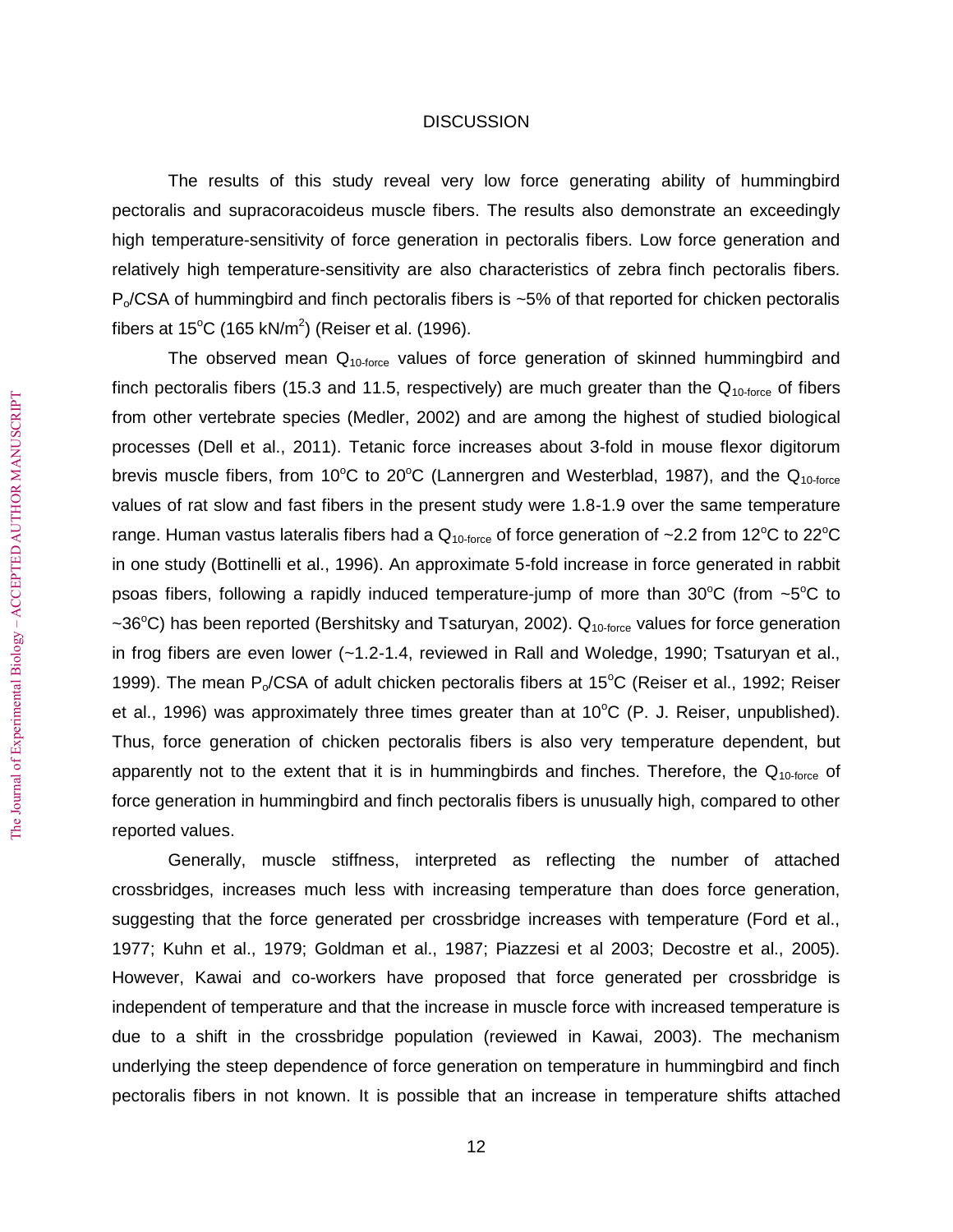# DISCUSSION

The results of this study reveal very low force generating ability of hummingbird pectoralis and supracoracoideus muscle fibers. The results also demonstrate an exceedingly high temperature-sensitivity of force generation in pectoralis fibers. Low force generation and relatively high temperature-sensitivity are also characteristics of zebra finch pectoralis fibers. $P_o$/CSA of hummingbird and finch pectoralis fibers is ~5% of that reported for chicken pectoralis fibers at 15°C (165 kN/m$^2$) (Reiser et al. (1996).

The observed mean $Q_{10\text{-force}}$ values of force generation of skinned hummingbird and finch pectoralis fibers (15.3 and 11.5, respectively) are much greater than the $Q_{10\text{-force}}$ of fibers from other vertebrate species (Medler, 2002) and are among the highest of studied biological processes (Dell et al., 2011). Tetanic force increases about 3-fold in mouse flexor digitorum brevis muscle fibers, from 10°C to 20°C (Lannergren and Westerblad, 1987), and the $Q_{10\text{-force}}$ values of rat slow and fast fibers in the present study were 1.8-1.9 over the same temperature range. Human vastus lateralis fibers had a $Q_{10\text{-force}}$ of force generation of ~2.2 from 12°C to 22°C in one study (Bottinelli et al., 1996). An approximate 5-fold increase in force generated in rabbit psoas fibers, following a rapidly induced temperature-jump of more than 30°C (from ~5°C to ~36°C) has been reported (Bershitsky and Tsaturyan, 2002). $Q_{10\text{-force}}$ values for force generation in frog fibers are even lower (~1.2-1.4, reviewed in Rall and Woledge, 1990; Tsaturyan et al., 1999). The mean $P_o$/CSA of adult chicken pectoralis fibers at 15°C (Reiser et al., 1992; Reiser et al., 1996) was approximately three times greater than at 10°C (P. J. Reiser, unpublished). Thus, force generation of chicken pectoralis fibers is also very temperature dependent, but apparently not to the extent that it is in hummingbirds and finches. Therefore, the $Q_{10\text{-force}}$ of force generation in hummingbird and finch pectoralis fibers is unusually high, compared to other reported values.

Generally, muscle stiffness, interpreted as reflecting the number of attached crossbridges, increases much less with increasing temperature than does force generation, suggesting that the force generated per crossbridge increases with temperature (Ford et al., 1977; Kuhn et al., 1979; Goldman et al., 1987; Piazzesi et al 2003; Decostre et al., 2005). However, Kawai and co-workers have proposed that force generated per crossbridge is independent of temperature and that the increase in muscle force with increased temperature is due to a shift in the crossbridge population (reviewed in Kawai, 2003). The mechanism underlying the steep dependence of force generation on temperature in hummingbird and finch pectoralis fibers in not known. It is possible that an increase in temperature shifts attached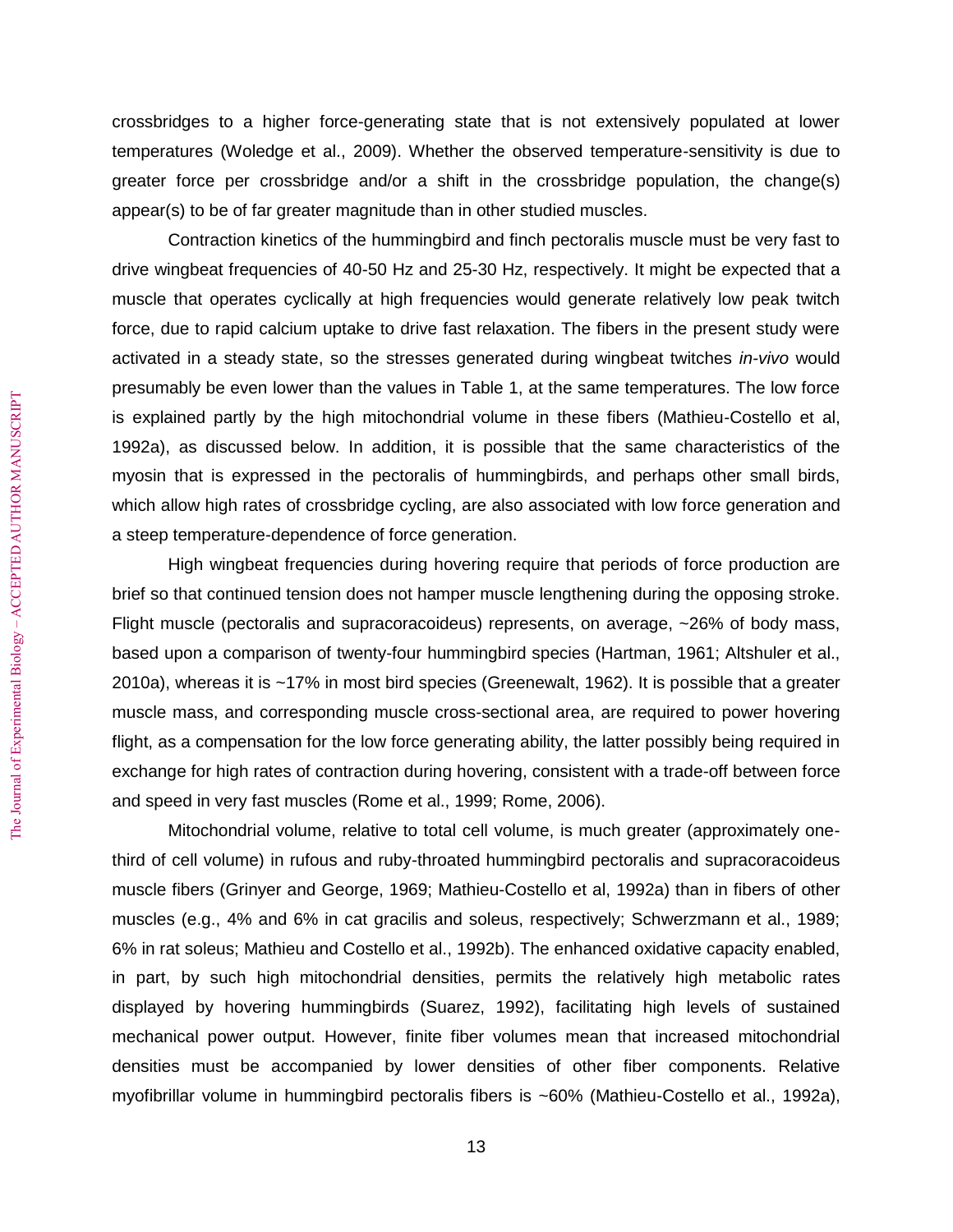crossbridges to a higher force-generating state that is not extensively populated at lower temperatures (Woledge et al., 2009). Whether the observed temperature-sensitivity is due to greater force per crossbridge and/or a shift in the crossbridge population, the change(s) appear(s) to be of far greater magnitude than in other studied muscles.

Contraction kinetics of the hummingbird and finch pectoralis muscle must be very fast to drive wingbeat frequencies of 40-50 Hz and 25-30 Hz, respectively. It might be expected that a muscle that operates cyclically at high frequencies would generate relatively low peak twitch force, due to rapid calcium uptake to drive fast relaxation. The fibers in the present study were activated in a steady state, so the stresses generated during wingbeat twitches *in-vivo* would presumably be even lower than the values in Table 1, at the same temperatures. The low force is explained partly by the high mitochondrial volume in these fibers (Mathieu-Costello et al, 1992a), as discussed below. In addition, it is possible that the same characteristics of the myosin that is expressed in the pectoralis of hummingbirds, and perhaps other small birds, which allow high rates of crossbridge cycling, are also associated with low force generation and a steep temperature-dependence of force generation.

High wingbeat frequencies during hovering require that periods of force production are brief so that continued tension does not hamper muscle lengthening during the opposing stroke. Flight muscle (pectoralis and supracoracoideus) represents, on average, ~26% of body mass, based upon a comparison of twenty-four hummingbird species (Hartman, 1961; Altshuler et al., 2010a), whereas it is ~17% in most bird species (Greenewalt, 1962). It is possible that a greater muscle mass, and corresponding muscle cross-sectional area, are required to power hovering flight, as a compensation for the low force generating ability, the latter possibly being required in exchange for high rates of contraction during hovering, consistent with a trade-off between force and speed in very fast muscles (Rome et al., 1999; Rome, 2006).

Mitochondrial volume, relative to total cell volume, is much greater (approximately one-third of cell volume) in rufous and ruby-throated hummingbird pectoralis and supracoracoideus muscle fibers (Grinyer and George, 1969; Mathieu-Costello et al, 1992a) than in fibers of other muscles (e.g., 4% and 6% in cat gracilis and soleus, respectively; Schwerzmann et al., 1989; 6% in rat soleus; Mathieu and Costello et al., 1992b). The enhanced oxidative capacity enabled, in part, by such high mitochondrial densities, permits the relatively high metabolic rates displayed by hovering hummingbirds (Suarez, 1992), facilitating high levels of sustained mechanical power output. However, finite fiber volumes mean that increased mitochondrial densities must be accompanied by lower densities of other fiber components. Relative myofibrillar volume in hummingbird pectoralis fibers is ~60% (Mathieu-Costello et al., 1992a),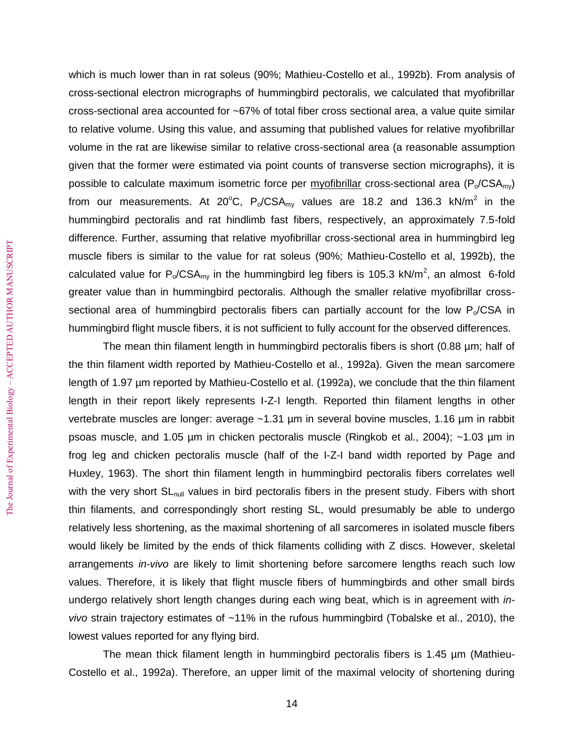which is much lower than in rat soleus (90%; Mathieu-Costello et al., 1992b). From analysis of cross-sectional electron micrographs of hummingbird pectoralis, we calculated that myofibrillar cross-sectional area accounted for ~67% of total fiber cross sectional area, a value quite similar to relative volume. Using this value, and assuming that published values for relative myofibrillar volume in the rat are likewise similar to relative cross-sectional area (a reasonable assumption given that the former were estimated via point counts of transverse section micrographs), it is possible to calculate maximum isometric force per myofibrillar cross-sectional area ($P_o/CSA_{my}$) from our measurements. At 20°C, $P_o/CSA_{my}$ values are 18.2 and 136.3 kN/m$^2$ in the hummingbird pectoralis and rat hindlimb fast fibers, respectively, an approximately 7.5-fold difference. Further, assuming that relative myofibrillar cross-sectional area in hummingbird leg muscle fibers is similar to the value for rat soleus (90%; Mathieu-Costello et al, 1992b), the calculated value for $P_o/CSA_{my}$ in the hummingbird leg fibers is 105.3 kN/m$^2$, an almost 6-fold greater value than in hummingbird pectoralis. Although the smaller relative myofibrillar cross-sectional area of hummingbird pectoralis fibers can partially account for the low $P_o/CSA$ in hummingbird flight muscle fibers, it is not sufficient to fully account for the observed differences.

The mean thin filament length in hummingbird pectoralis fibers is short (0.88 µm; half of the thin filament width reported by Mathieu-Costello et al., 1992a). Given the mean sarcomere length of 1.97 µm reported by Mathieu-Costello et al. (1992a), we conclude that the thin filament length in their report likely represents I-Z-I length. Reported thin filament lengths in other vertebrate muscles are longer: average ~1.31 µm in several bovine muscles, 1.16 µm in rabbit psoas muscle, and 1.05 µm in chicken pectoralis muscle (Ringkob et al., 2004); ~1.03 µm in frog leg and chicken pectoralis muscle (half of the I-Z-I band width reported by Page and Huxley, 1963). The short thin filament length in hummingbird pectoralis fibers correlates well with the very short $SL_{null}$ values in bird pectoralis fibers in the present study. Fibers with short thin filaments, and correspondingly short resting SL, would presumably be able to undergo relatively less shortening, as the maximal shortening of all sarcomeres in isolated muscle fibers would likely be limited by the ends of thick filaments colliding with Z discs. However, skeletal arrangements *in-vivo* are likely to limit shortening before sarcomere lengths reach such low values. Therefore, it is likely that flight muscle fibers of hummingbirds and other small birds undergo relatively short length changes during each wing beat, which is in agreement with *in-vivo* strain trajectory estimates of ~11% in the rufous hummingbird (Tobalske et al., 2010), the lowest values reported for any flying bird.

The mean thick filament length in hummingbird pectoralis fibers is 1.45 µm (Mathieu-Costello et al., 1992a). Therefore, an upper limit of the maximal velocity of shortening during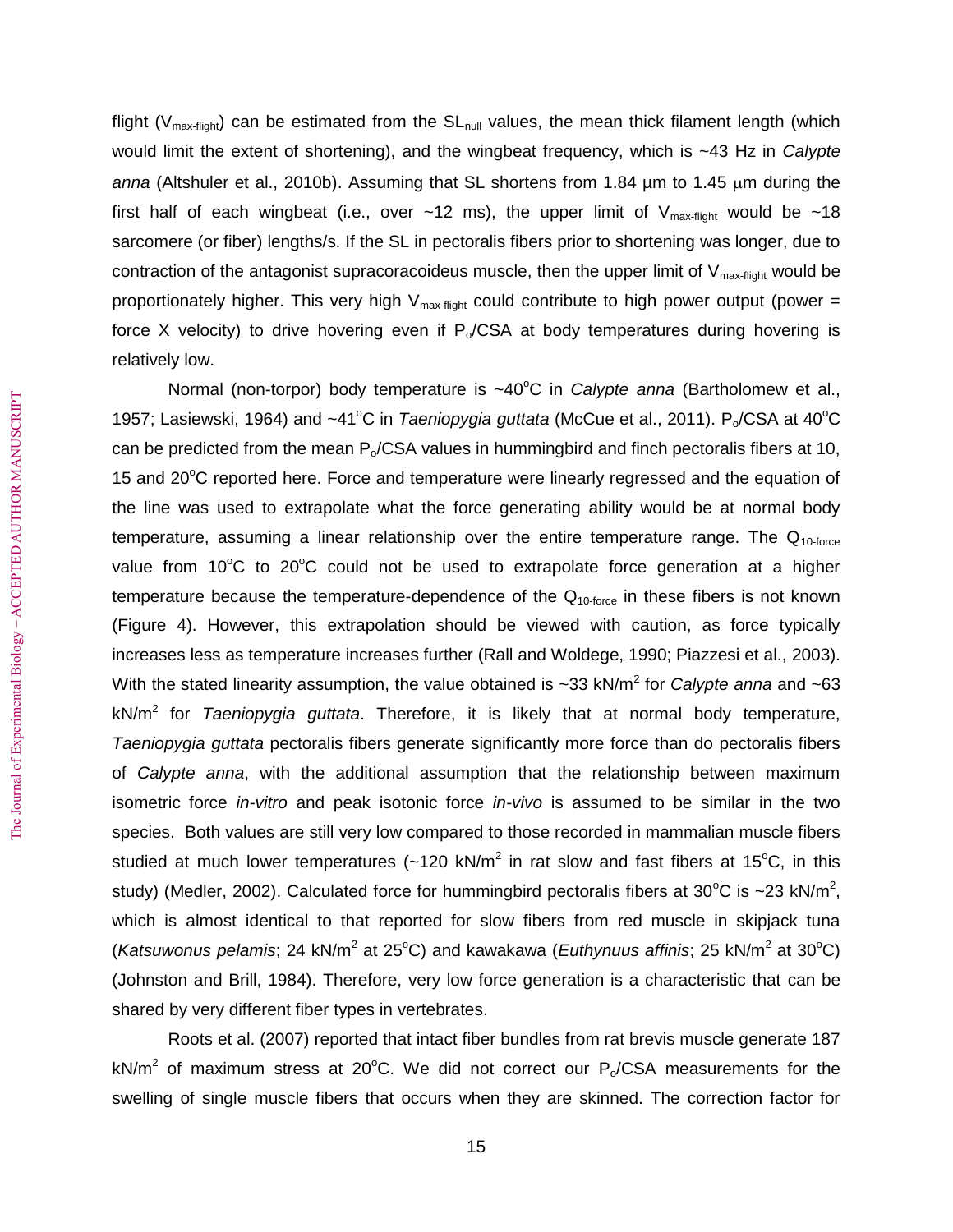flight ($V_{max\text{-}flight}$) can be estimated from the $SL_{null}$ values, the mean thick filament length (which would limit the extent of shortening), and the wingbeat frequency, which is ~43 Hz in *Calypte anna* (Altshuler et al., 2010b). Assuming that SL shortens from 1.84 µm to 1.45 µm during the first half of each wingbeat (i.e., over ~12 ms), the upper limit of $V_{max\text{-}flight}$ would be ~18 sarcomere (or fiber) lengths/s. If the SL in pectoralis fibers prior to shortening was longer, due to contraction of the antagonist supracoracoideus muscle, then the upper limit of $V_{max\text{-}flight}$ would be proportionately higher. This very high $V_{max\text{-}flight}$ could contribute to high power output (power = force X velocity) to drive hovering even if $P_o$/CSA at body temperatures during hovering is relatively low.

Normal (non-torpor) body temperature is ~40°C in *Calypte anna* (Bartholomew et al., 1957; Lasiewski, 1964) and ~41°C in *Taeniopygia guttata* (McCue et al., 2011). $P_o$/CSA at 40°C can be predicted from the mean $P_o$/CSA values in hummingbird and finch pectoralis fibers at 10, 15 and 20°C reported here. Force and temperature were linearly regressed and the equation of the line was used to extrapolate what the force generating ability would be at normal body temperature, assuming a linear relationship over the entire temperature range. The $Q_{10\text{-force}}$ value from 10°C to 20°C could not be used to extrapolate force generation at a higher temperature because the temperature-dependence of the $Q_{10\text{-force}}$ in these fibers is not known (Figure 4). However, this extrapolation should be viewed with caution, as force typically increases less as temperature increases further (Rall and Woldege, 1990; Piazzesi et al., 2003). With the stated linearity assumption, the value obtained is ~33 kN/m$^2$ for *Calypte anna* and ~63 kN/m$^2$ for *Taeniopygia guttata*. Therefore, it is likely that at normal body temperature, *Taeniopygia guttata* pectoralis fibers generate significantly more force than do pectoralis fibers of *Calypte anna*, with the additional assumption that the relationship between maximum isometric force *in-vitro* and peak isotonic force *in-vivo* is assumed to be similar in the two species. Both values are still very low compared to those recorded in mammalian muscle fibers studied at much lower temperatures (~120 kN/m$^2$ in rat slow and fast fibers at 15°C, in this study) (Medler, 2002). Calculated force for hummingbird pectoralis fibers at 30°C is ~23 kN/m$^2$, which is almost identical to that reported for slow fibers from red muscle in skipjack tuna (*Katsuwonus pelamis*; 24 kN/m$^2$ at 25°C) and kawakawa (*Euthynuus affinis*; 25 kN/m$^2$ at 30°C) (Johnston and Brill, 1984). Therefore, very low force generation is a characteristic that can be shared by very different fiber types in vertebrates.

Roots et al. (2007) reported that intact fiber bundles from rat brevis muscle generate 187 kN/m$^2$ of maximum stress at 20°C. We did not correct our $P_o$/CSA measurements for the swelling of single muscle fibers that occurs when they are skinned. The correction factor for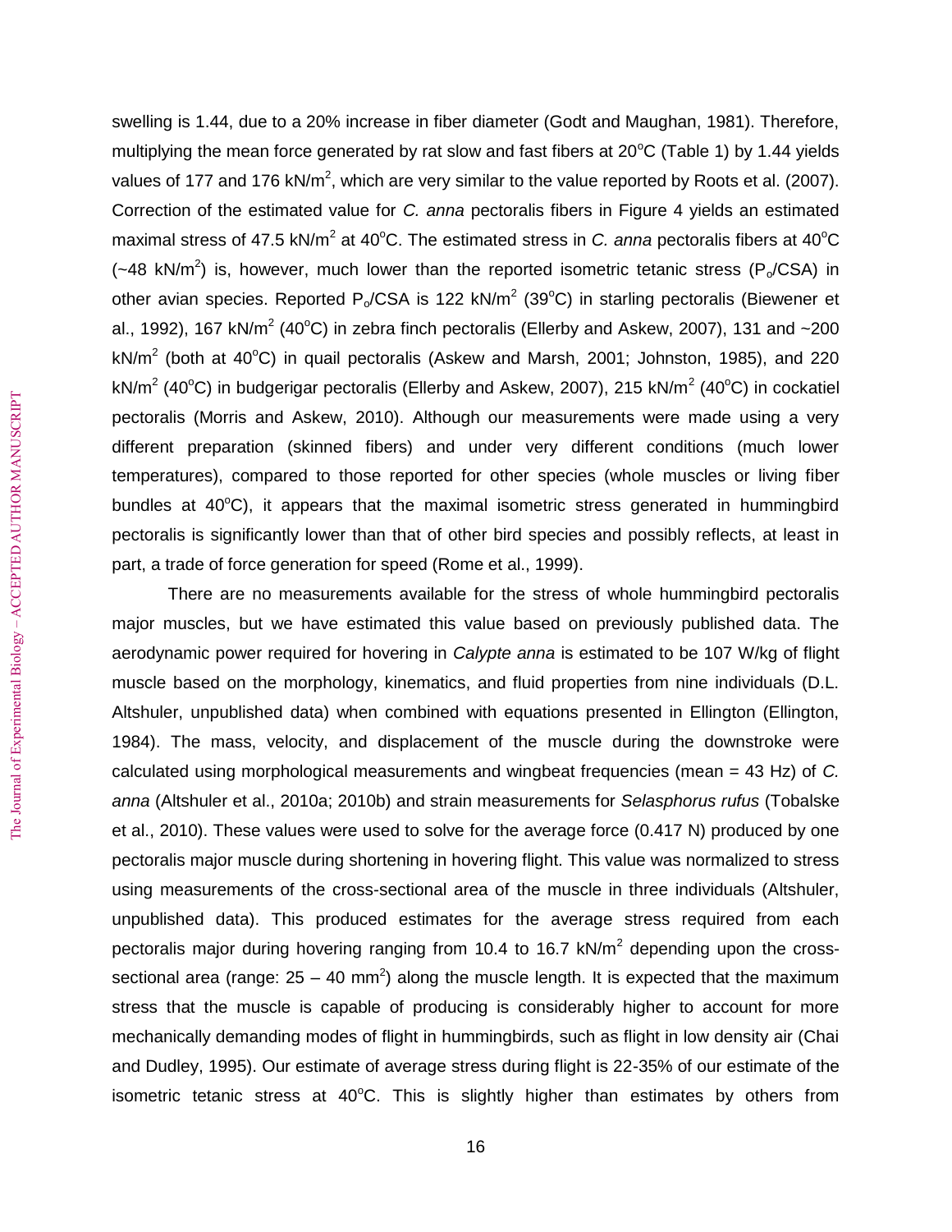swelling is 1.44, due to a 20% increase in fiber diameter (Godt and Maughan, 1981). Therefore, multiplying the mean force generated by rat slow and fast fibers at 20°C (Table 1) by 1.44 yields values of 177 and 176 kN/m$^2$, which are very similar to the value reported by Roots et al. (2007). Correction of the estimated value for *C. anna* pectoralis fibers in Figure 4 yields an estimated maximal stress of 47.5 kN/m$^2$ at 40°C. The estimated stress in *C. anna* pectoralis fibers at 40°C (~48 kN/m$^2$) is, however, much lower than the reported isometric tetanic stress ($P_o$/CSA) in other avian species. Reported $P_o$/CSA is 122 kN/m$^2$ (39°C) in starling pectoralis (Biewener et al., 1992), 167 kN/m$^2$ (40°C) in zebra finch pectoralis (Ellerby and Askew, 2007), 131 and ~200 kN/m$^2$ (both at 40°C) in quail pectoralis (Askew and Marsh, 2001; Johnston, 1985), and 220 kN/m$^2$ (40°C) in budgerigar pectoralis (Ellerby and Askew, 2007), 215 kN/m$^2$ (40°C) in cockatiel pectoralis (Morris and Askew, 2010). Although our measurements were made using a very different preparation (skinned fibers) and under very different conditions (much lower temperatures), compared to those reported for other species (whole muscles or living fiber bundles at 40°C), it appears that the maximal isometric stress generated in hummingbird pectoralis is significantly lower than that of other bird species and possibly reflects, at least in part, a trade of force generation for speed (Rome et al., 1999).

There are no measurements available for the stress of whole hummingbird pectoralis major muscles, but we have estimated this value based on previously published data. The aerodynamic power required for hovering in *Calypte anna* is estimated to be 107 W/kg of flight muscle based on the morphology, kinematics, and fluid properties from nine individuals (D.L. Altshuler, unpublished data) when combined with equations presented in Ellington (Ellington, 1984). The mass, velocity, and displacement of the muscle during the downstroke were calculated using morphological measurements and wingbeat frequencies (mean = 43 Hz) of *C. anna* (Altshuler et al., 2010a; 2010b) and strain measurements for *Selasphorus rufus* (Tobalske et al., 2010). These values were used to solve for the average force (0.417 N) produced by one pectoralis major muscle during shortening in hovering flight. This value was normalized to stress using measurements of the cross-sectional area of the muscle in three individuals (Altshuler, unpublished data). This produced estimates for the average stress required from each pectoralis major during hovering ranging from 10.4 to 16.7 kN/m$^2$ depending upon the cross-sectional area (range: 25 – 40 mm$^2$) along the muscle length. It is expected that the maximum stress that the muscle is capable of producing is considerably higher to account for more mechanically demanding modes of flight in hummingbirds, such as flight in low density air (Chai and Dudley, 1995). Our estimate of average stress during flight is 22-35% of our estimate of the isometric tetanic stress at 40°C. This is slightly higher than estimates by others from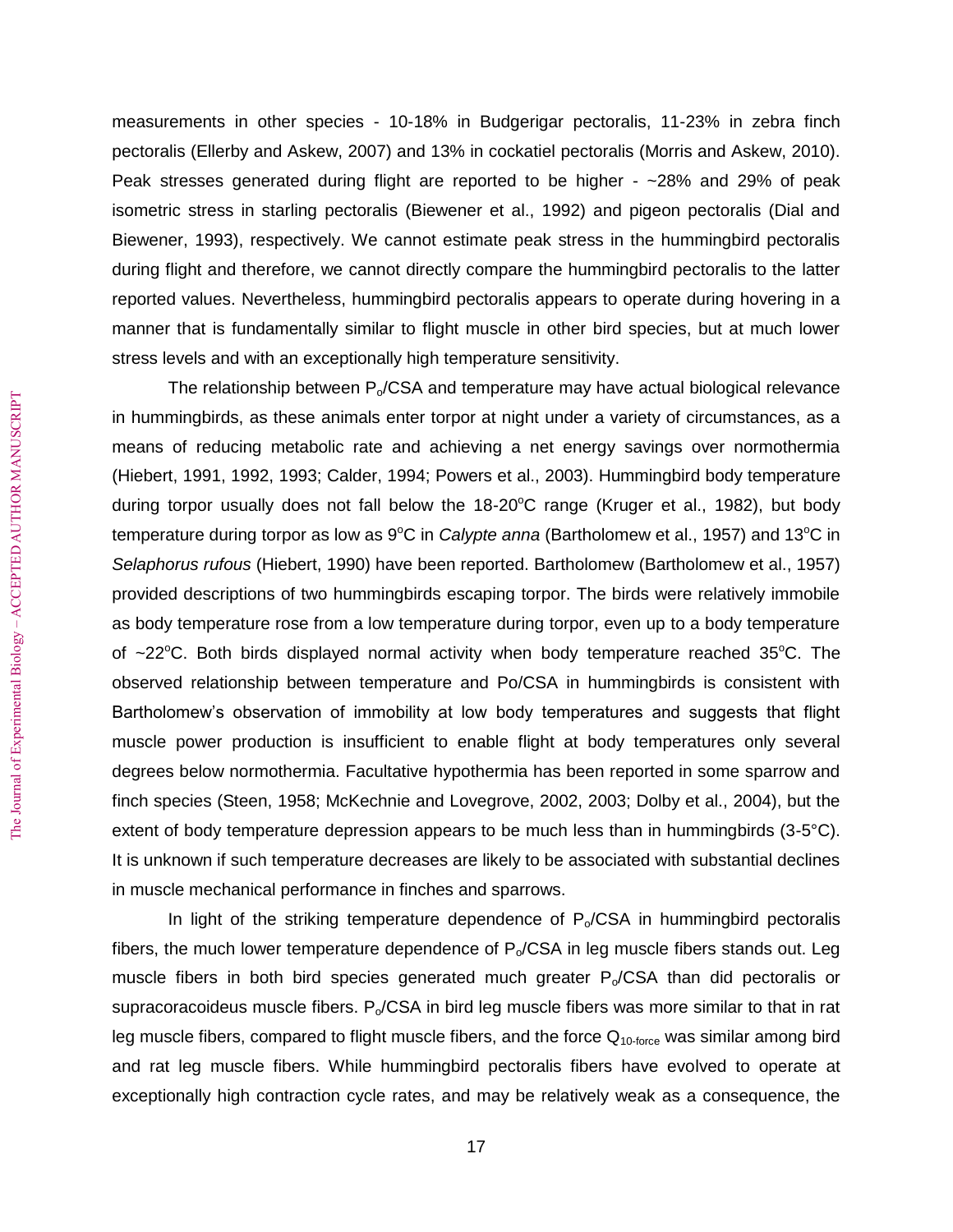measurements in other species - 10-18% in Budgerigar pectoralis, 11-23% in zebra finch pectoralis (Ellerby and Askew, 2007) and 13% in cockatiel pectoralis (Morris and Askew, 2010). Peak stresses generated during flight are reported to be higher - ~28% and 29% of peak isometric stress in starling pectoralis (Biewener et al., 1992) and pigeon pectoralis (Dial and Biewener, 1993), respectively. We cannot estimate peak stress in the hummingbird pectoralis during flight and therefore, we cannot directly compare the hummingbird pectoralis to the latter reported values. Nevertheless, hummingbird pectoralis appears to operate during hovering in a manner that is fundamentally similar to flight muscle in other bird species, but at much lower stress levels and with an exceptionally high temperature sensitivity.

The relationship between $P_o$/CSA and temperature may have actual biological relevance in hummingbirds, as these animals enter torpor at night under a variety of circumstances, as a means of reducing metabolic rate and achieving a net energy savings over normothermia (Hiebert, 1991, 1992, 1993; Calder, 1994; Powers et al., 2003). Hummingbird body temperature during torpor usually does not fall below the 18-20°C range (Kruger et al., 1982), but body temperature during torpor as low as 9°C in *Calypte anna* (Bartholomew et al., 1957) and 13°C in *Selaphorus rufous* (Hiebert, 1990) have been reported. Bartholomew (Bartholomew et al., 1957) provided descriptions of two hummingbirds escaping torpor. The birds were relatively immobile as body temperature rose from a low temperature during torpor, even up to a body temperature of ~22°C. Both birds displayed normal activity when body temperature reached 35°C. The observed relationship between temperature and Po/CSA in hummingbirds is consistent with Bartholomew's observation of immobility at low body temperatures and suggests that flight muscle power production is insufficient to enable flight at body temperatures only several degrees below normothermia. Facultative hypothermia has been reported in some sparrow and finch species (Steen, 1958; McKechnie and Lovegrove, 2002, 2003; Dolby et al., 2004), but the extent of body temperature depression appears to be much less than in hummingbirds (3-5°C). It is unknown if such temperature decreases are likely to be associated with substantial declines in muscle mechanical performance in finches and sparrows.

In light of the striking temperature dependence of $P_o$/CSA in hummingbird pectoralis fibers, the much lower temperature dependence of $P_o$/CSA in leg muscle fibers stands out. Leg muscle fibers in both bird species generated much greater $P_o$/CSA than did pectoralis or supracoracoideus muscle fibers. $P_o$/CSA in bird leg muscle fibers was more similar to that in rat leg muscle fibers, compared to flight muscle fibers, and the force $Q_{10\text{-force}}$ was similar among bird and rat leg muscle fibers. While hummingbird pectoralis fibers have evolved to operate at exceptionally high contraction cycle rates, and may be relatively weak as a consequence, the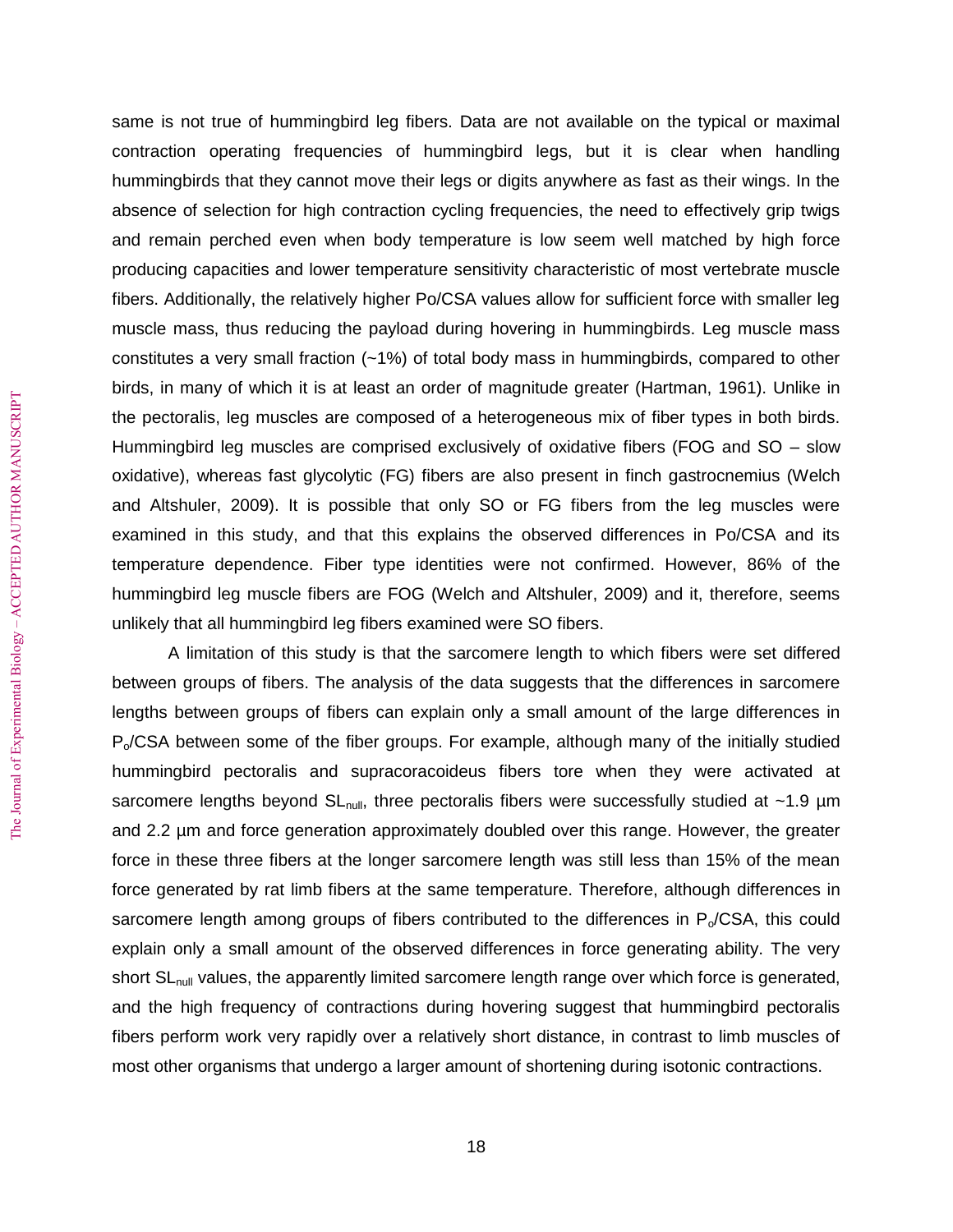same is not true of hummingbird leg fibers. Data are not available on the typical or maximal contraction operating frequencies of hummingbird legs, but it is clear when handling hummingbirds that they cannot move their legs or digits anywhere as fast as their wings. In the absence of selection for high contraction cycling frequencies, the need to effectively grip twigs and remain perched even when body temperature is low seem well matched by high force producing capacities and lower temperature sensitivity characteristic of most vertebrate muscle fibers. Additionally, the relatively higher Po/CSA values allow for sufficient force with smaller leg muscle mass, thus reducing the payload during hovering in hummingbirds. Leg muscle mass constitutes a very small fraction (~1%) of total body mass in hummingbirds, compared to other birds, in many of which it is at least an order of magnitude greater (Hartman, 1961). Unlike in the pectoralis, leg muscles are composed of a heterogeneous mix of fiber types in both birds. Hummingbird leg muscles are comprised exclusively of oxidative fibers (FOG and SO – slow oxidative), whereas fast glycolytic (FG) fibers are also present in finch gastrocnemius (Welch and Altshuler, 2009). It is possible that only SO or FG fibers from the leg muscles were examined in this study, and that this explains the observed differences in Po/CSA and its temperature dependence. Fiber type identities were not confirmed. However, 86% of the hummingbird leg muscle fibers are FOG (Welch and Altshuler, 2009) and it, therefore, seems unlikely that all hummingbird leg fibers examined were SO fibers.

A limitation of this study is that the sarcomere length to which fibers were set differed between groups of fibers. The analysis of the data suggests that the differences in sarcomere lengths between groups of fibers can explain only a small amount of the large differences in $P_o$/CSA between some of the fiber groups. For example, although many of the initially studied hummingbird pectoralis and supracoracoideus fibers tore when they were activated at sarcomere lengths beyond $SL_{null}$, three pectoralis fibers were successfully studied at ~1.9 µm and 2.2 µm and force generation approximately doubled over this range. However, the greater force in these three fibers at the longer sarcomere length was still less than 15% of the mean force generated by rat limb fibers at the same temperature. Therefore, although differences in sarcomere length among groups of fibers contributed to the differences in $P_o$/CSA, this could explain only a small amount of the observed differences in force generating ability. The very short $SL_{null}$ values, the apparently limited sarcomere length range over which force is generated, and the high frequency of contractions during hovering suggest that hummingbird pectoralis fibers perform work very rapidly over a relatively short distance, in contrast to limb muscles of most other organisms that undergo a larger amount of shortening during isotonic contractions.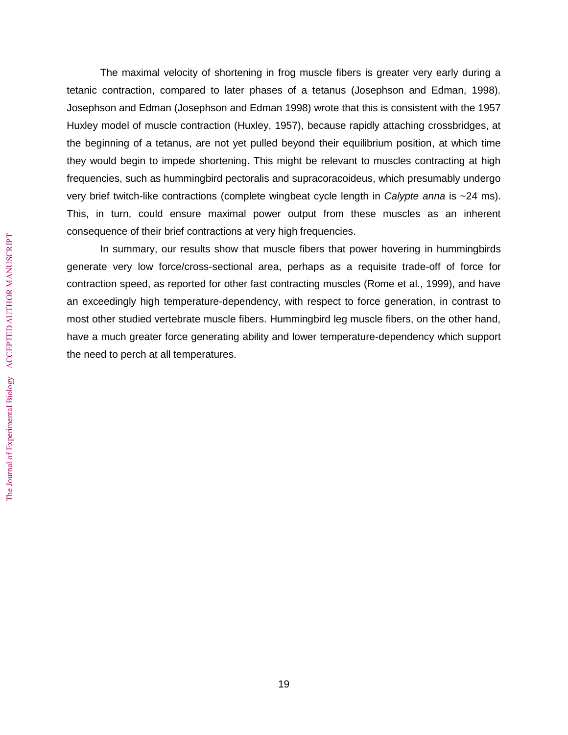The maximal velocity of shortening in frog muscle fibers is greater very early during a tetanic contraction, compared to later phases of a tetanus (Josephson and Edman, 1998). Josephson and Edman (Josephson and Edman 1998) wrote that this is consistent with the 1957 Huxley model of muscle contraction (Huxley, 1957), because rapidly attaching crossbridges, at the beginning of a tetanus, are not yet pulled beyond their equilibrium position, at which time they would begin to impede shortening. This might be relevant to muscles contracting at high frequencies, such as hummingbird pectoralis and supracoracoideus, which presumably undergo very brief twitch-like contractions (complete wingbeat cycle length in *Calypte anna* is ~24 ms). This, in turn, could ensure maximal power output from these muscles as an inherent consequence of their brief contractions at very high frequencies.

In summary, our results show that muscle fibers that power hovering in hummingbirds generate very low force/cross-sectional area, perhaps as a requisite trade-off of force for contraction speed, as reported for other fast contracting muscles (Rome et al., 1999), and have an exceedingly high temperature-dependency, with respect to force generation, in contrast to most other studied vertebrate muscle fibers. Hummingbird leg muscle fibers, on the other hand, have a much greater force generating ability and lower temperature-dependency which support the need to perch at all temperatures.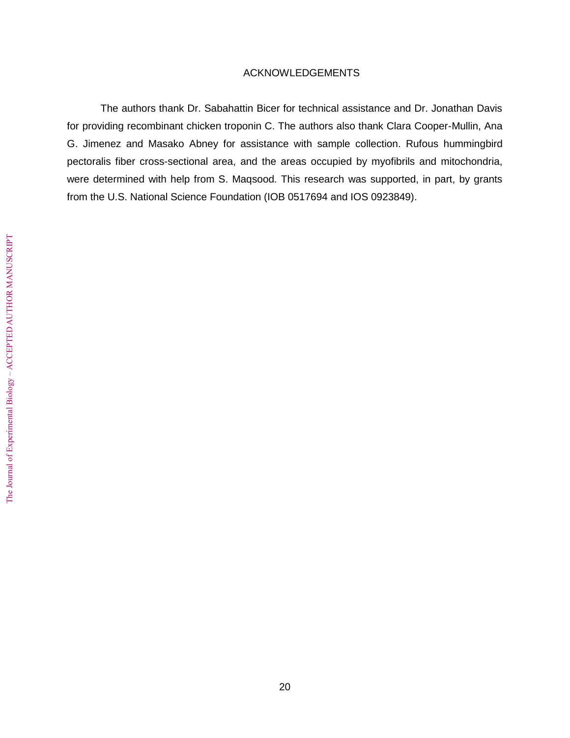## ACKNOWLEDGEMENTS

The authors thank Dr. Sabahattin Bicer for technical assistance and Dr. Jonathan Davis for providing recombinant chicken troponin C. The authors also thank Clara Cooper-Mullin, Ana G. Jimenez and Masako Abney for assistance with sample collection. Rufous hummingbird pectoralis fiber cross-sectional area, and the areas occupied by myofibrils and mitochondria, were determined with help from S. Maqsood. This research was supported, in part, by grants from the U.S. National Science Foundation (IOB 0517694 and IOS 0923849).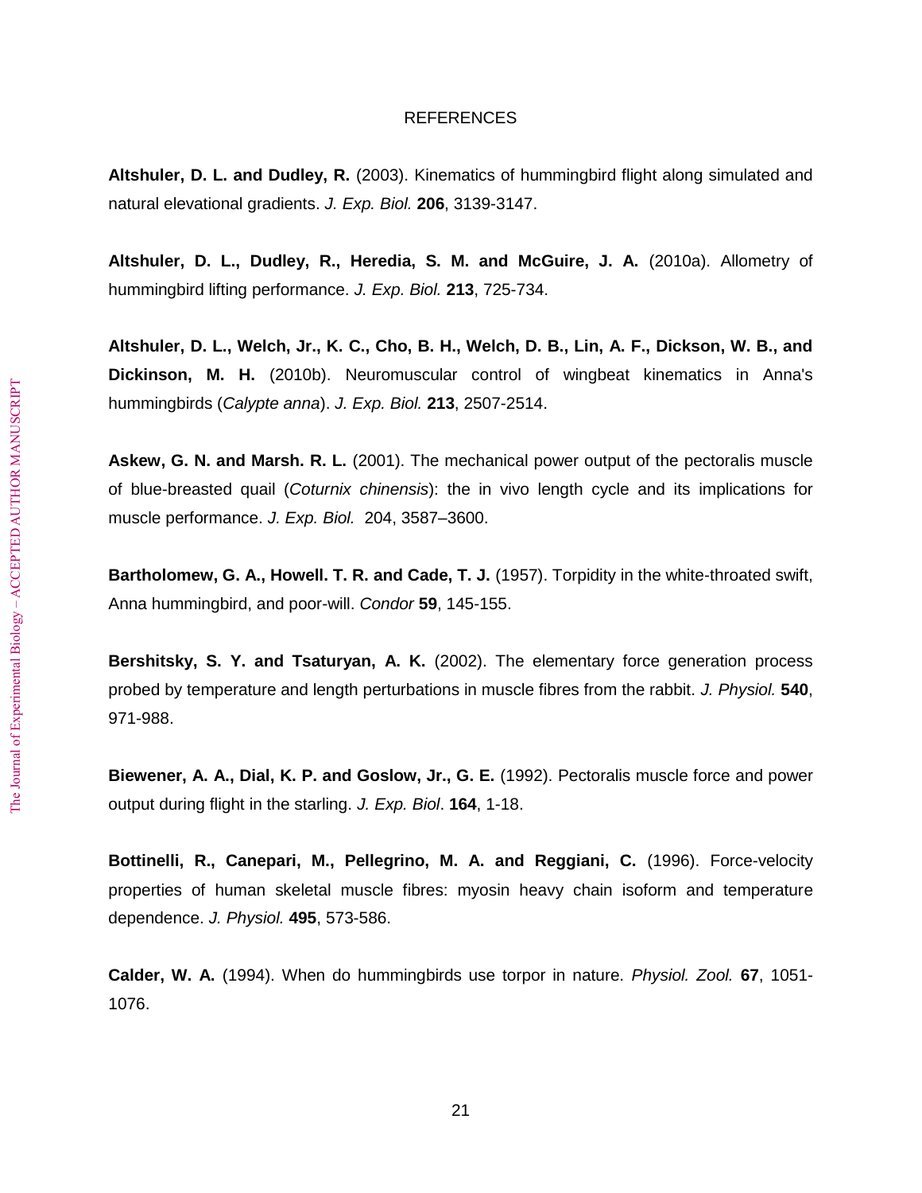REFERENCES

**Altshuler, D. L. and Dudley, R.** (2003). Kinematics of hummingbird flight along simulated and natural elevational gradients. *J. Exp. Biol.* **206**, 3139-3147.

**Altshuler, D. L., Dudley, R., Heredia, S. M. and McGuire, J. A.** (2010a). Allometry of hummingbird lifting performance. *J. Exp. Biol.* **213**, 725-734.

**Altshuler, D. L., Welch, Jr., K. C., Cho, B. H., Welch, D. B., Lin, A. F., Dickson, W. B., and Dickinson, M. H.** (2010b). Neuromuscular control of wingbeat kinematics in Anna's hummingbirds (*Calypte anna*). *J. Exp. Biol.* **213**, 2507-2514.

**Askew, G. N. and Marsh. R. L.** (2001). The mechanical power output of the pectoralis muscle of blue-breasted quail (*Coturnix chinensis*): the in vivo length cycle and its implications for muscle performance. *J. Exp. Biol.* 204, 3587–3600.

**Bartholomew, G. A., Howell. T. R. and Cade, T. J.** (1957). Torpidity in the white-throated swift, Anna hummingbird, and poor-will. *Condor* **59**, 145-155.

**Bershitsky, S. Y. and Tsaturyan, A. K.** (2002). The elementary force generation process probed by temperature and length perturbations in muscle fibres from the rabbit. *J. Physiol.* **540**, 971-988.

**Biewener, A. A., Dial, K. P. and Goslow, Jr., G. E.** (1992). Pectoralis muscle force and power output during flight in the starling. *J. Exp. Biol*. **164**, 1-18.

**Bottinelli, R., Canepari, M., Pellegrino, M. A. and Reggiani, C.** (1996). Force-velocity properties of human skeletal muscle fibres: myosin heavy chain isoform and temperature dependence. *J. Physiol.* **495**, 573-586.

**Calder, W. A.** (1994). When do hummingbirds use torpor in nature. *Physiol. Zool.* **67**, 1051-1076.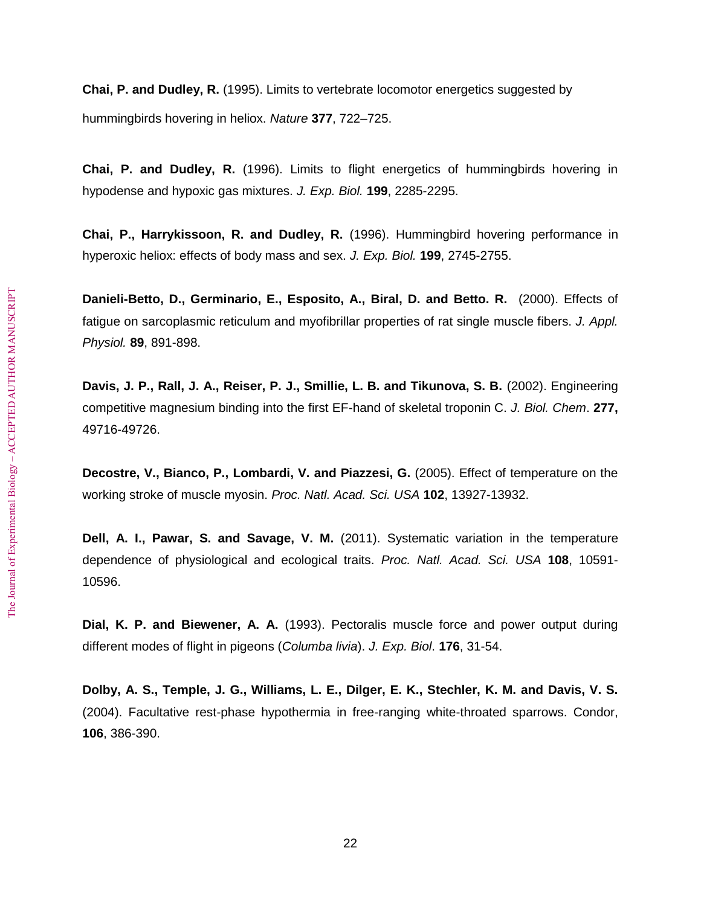**Chai, P. and Dudley, R.** (1995). Limits to vertebrate locomotor energetics suggested by hummingbirds hovering in heliox. *Nature* **377**, 722–725.

**Chai, P. and Dudley, R.** (1996). Limits to flight energetics of hummingbirds hovering in hypodense and hypoxic gas mixtures. *J. Exp. Biol.* **199**, 2285-2295.

**Chai, P., Harrykissoon, R. and Dudley, R.** (1996). Hummingbird hovering performance in hyperoxic heliox: effects of body mass and sex. *J. Exp. Biol.* **199**, 2745-2755.

**Danieli-Betto, D., Germinario, E., Esposito, A., Biral, D. and Betto. R.** (2000). Effects of fatigue on sarcoplasmic reticulum and myofibrillar properties of rat single muscle fibers. *J. Appl. Physiol.* **89**, 891-898.

**Davis, J. P., Rall, J. A., Reiser, P. J., Smillie, L. B. and Tikunova, S. B.** (2002). Engineering competitive magnesium binding into the first EF-hand of skeletal troponin C. *J. Biol. Chem*. **277,** 49716-49726.

**Decostre, V., Bianco, P., Lombardi, V. and Piazzesi, G.** (2005). Effect of temperature on the working stroke of muscle myosin. *Proc. Natl. Acad. Sci. USA* **102**, 13927-13932.

**Dell, A. I., Pawar, S. and Savage, V. M.** (2011). Systematic variation in the temperature dependence of physiological and ecological traits. *Proc. Natl. Acad. Sci. USA* **108**, 10591-10596.

**Dial, K. P. and Biewener, A. A.** (1993). Pectoralis muscle force and power output during different modes of flight in pigeons (*Columba livia*). *J. Exp. Biol*. **176**, 31-54.

**Dolby, A. S., Temple, J. G., Williams, L. E., Dilger, E. K., Stechler, K. M. and Davis, V. S.** (2004). Facultative rest-phase hypothermia in free-ranging white-throated sparrows. Condor, **106**, 386-390.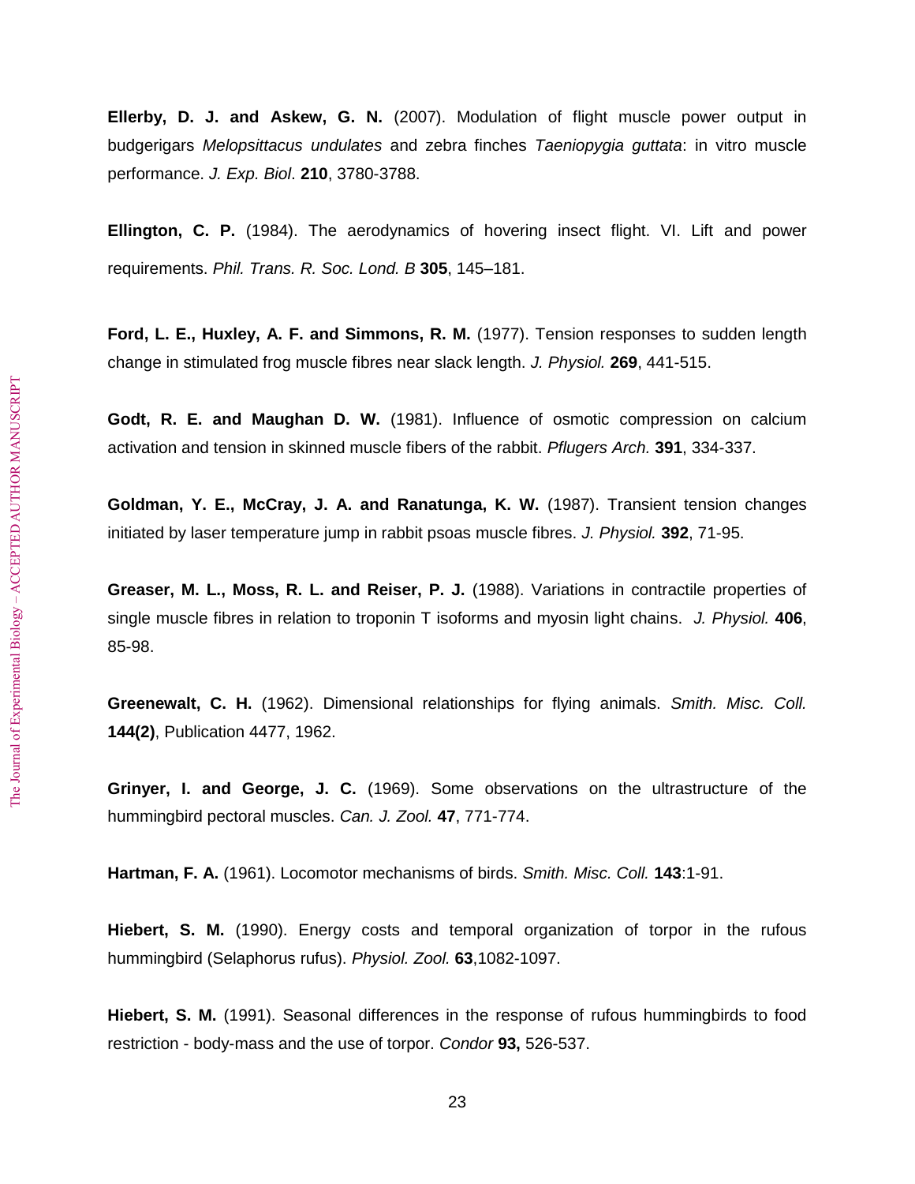**Ellerby, D. J. and Askew, G. N.** (2007). Modulation of flight muscle power output in budgerigars *Melopsittacus undulates* and zebra finches *Taeniopygia guttata*: in vitro muscle performance. *J. Exp. Biol*. **210**, 3780-3788.

**Ellington, C. P.** (1984). The aerodynamics of hovering insect flight. VI. Lift and power requirements. *Phil. Trans. R. Soc. Lond. B* **305**, 145–181.

**Ford, L. E., Huxley, A. F. and Simmons, R. M.** (1977). Tension responses to sudden length change in stimulated frog muscle fibres near slack length. *J. Physiol.* **269**, 441-515.

**Godt, R. E. and Maughan D. W.** (1981). Influence of osmotic compression on calcium activation and tension in skinned muscle fibers of the rabbit. *Pflugers Arch.* **391**, 334-337.

**Goldman, Y. E., McCray, J. A. and Ranatunga, K. W.** (1987). Transient tension changes initiated by laser temperature jump in rabbit psoas muscle fibres. *J. Physiol.* **392**, 71-95.

**Greaser, M. L., Moss, R. L. and Reiser, P. J.** (1988). Variations in contractile properties of single muscle fibres in relation to troponin T isoforms and myosin light chains. *J. Physiol.* **406**, 85-98.

**Greenewalt, C. H.** (1962). Dimensional relationships for flying animals. *Smith. Misc. Coll.* **144(2)**, Publication 4477, 1962.

**Grinyer, I. and George, J. C.** (1969). Some observations on the ultrastructure of the hummingbird pectoral muscles. *Can. J. Zool.* **47**, 771-774.

**Hartman, F. A.** (1961). Locomotor mechanisms of birds. *Smith. Misc. Coll.* **143**:1-91.

**Hiebert, S. M.** (1990). Energy costs and temporal organization of torpor in the rufous hummingbird (Selaphorus rufus). *Physiol. Zool.* **63**,1082-1097.

**Hiebert, S. M.** (1991). Seasonal differences in the response of rufous hummingbirds to food restriction - body-mass and the use of torpor. *Condor* **93,** 526-537.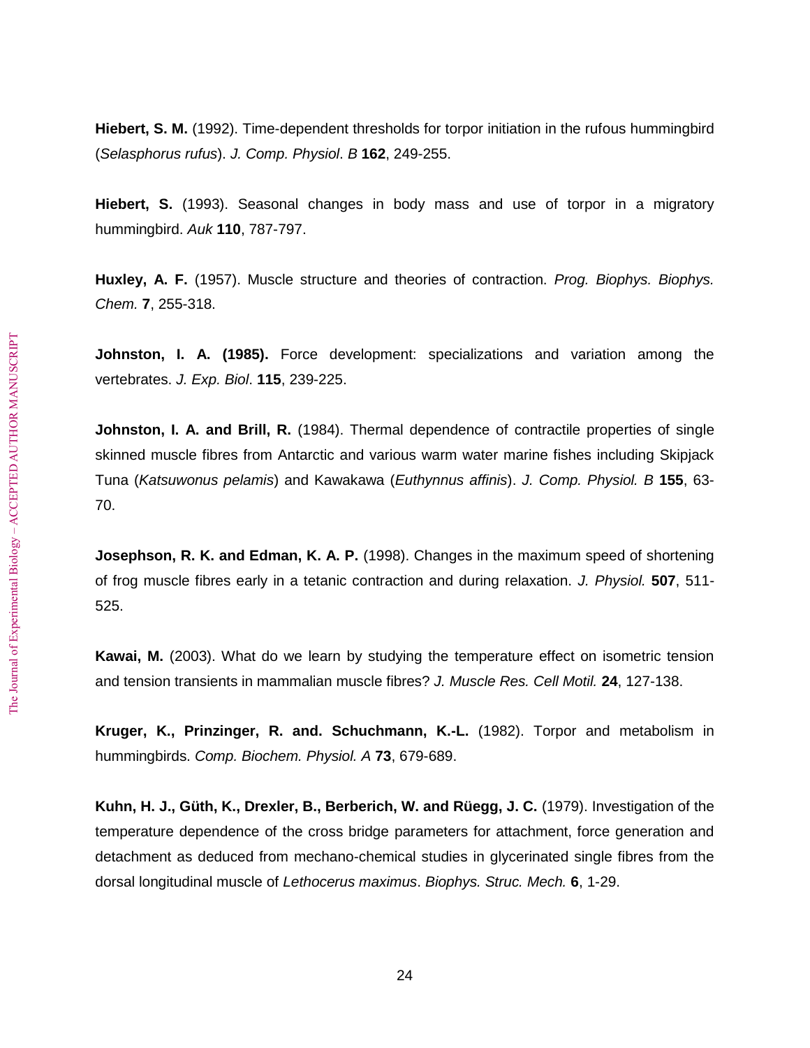**Hiebert, S. M.** (1992). Time-dependent thresholds for torpor initiation in the rufous hummingbird (*Selasphorus rufus*). *J. Comp. Physiol. B* **162**, 249-255.

**Hiebert, S.** (1993). Seasonal changes in body mass and use of torpor in a migratory hummingbird. *Auk* **110**, 787-797.

**Huxley, A. F.** (1957). Muscle structure and theories of contraction. *Prog. Biophys. Biophys. Chem.* **7**, 255-318.

**Johnston, I. A. (1985).** Force development: specializations and variation among the vertebrates. *J. Exp. Biol*. **115**, 239-225.

**Johnston, I. A. and Brill, R.** (1984). Thermal dependence of contractile properties of single skinned muscle fibres from Antarctic and various warm water marine fishes including Skipjack Tuna (*Katsuwonus pelamis*) and Kawakawa (*Euthynnus affinis*). *J. Comp. Physiol. B* **155**, 63-70.

**Josephson, R. K. and Edman, K. A. P.** (1998). Changes in the maximum speed of shortening of frog muscle fibres early in a tetanic contraction and during relaxation. *J. Physiol.* **507**, 511-525.

**Kawai, M.** (2003). What do we learn by studying the temperature effect on isometric tension and tension transients in mammalian muscle fibres? *J. Muscle Res. Cell Motil.* **24**, 127-138.

**Kruger, K., Prinzinger, R. and. Schuchmann, K.-L.** (1982). Torpor and metabolism in hummingbirds. *Comp. Biochem. Physiol. A* **73**, 679-689.

**Kuhn, H. J., Güth, K., Drexler, B., Berberich, W. and Rüegg, J. C.** (1979). Investigation of the temperature dependence of the cross bridge parameters for attachment, force generation and detachment as deduced from mechano-chemical studies in glycerinated single fibres from the dorsal longitudinal muscle of *Lethocerus maximus*. *Biophys. Struc. Mech.* **6**, 1-29.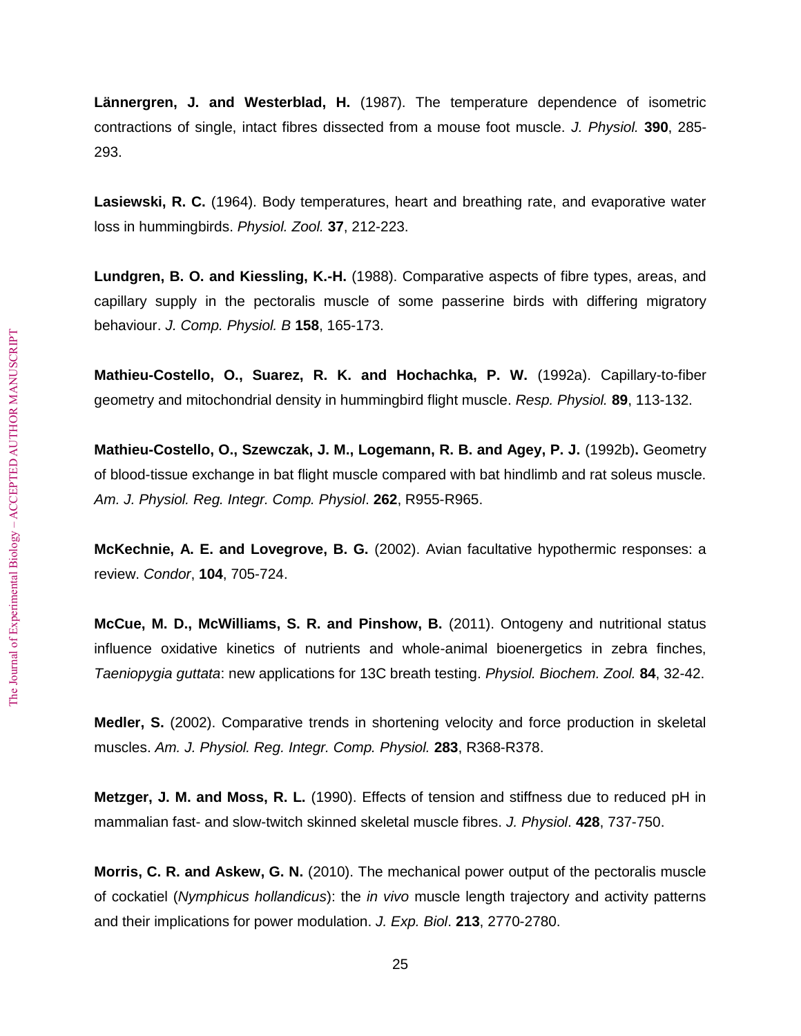**Lännergren, J. and Westerblad, H.** (1987). The temperature dependence of isometric contractions of single, intact fibres dissected from a mouse foot muscle. *J. Physiol.* **390**, 285-293.

**Lasiewski, R. C.** (1964). Body temperatures, heart and breathing rate, and evaporative water loss in hummingbirds. *Physiol. Zool.* **37**, 212-223.

**Lundgren, B. O. and Kiessling, K.-H.** (1988). Comparative aspects of fibre types, areas, and capillary supply in the pectoralis muscle of some passerine birds with differing migratory behaviour. *J. Comp. Physiol. B* **158**, 165-173.

**Mathieu-Costello, O., Suarez, R. K. and Hochachka, P. W.** (1992a). Capillary-to-fiber geometry and mitochondrial density in hummingbird flight muscle. *Resp. Physiol.* **89**, 113-132.

**Mathieu-Costello, O., Szewczak, J. M., Logemann, R. B. and Agey, P. J.** (1992b)**.** Geometry of blood-tissue exchange in bat flight muscle compared with bat hindlimb and rat soleus muscle. *Am. J. Physiol. Reg. Integr. Comp. Physiol*. **262**, R955-R965.

**McKechnie, A. E. and Lovegrove, B. G.** (2002). Avian facultative hypothermic responses: a review. *Condor*, **104**, 705-724.

**McCue, M. D., McWilliams, S. R. and Pinshow, B.** (2011). Ontogeny and nutritional status influence oxidative kinetics of nutrients and whole-animal bioenergetics in zebra finches, *Taeniopygia guttata*: new applications for 13C breath testing. *Physiol. Biochem. Zool.* **84**, 32-42.

**Medler, S.** (2002). Comparative trends in shortening velocity and force production in skeletal muscles. *Am. J. Physiol. Reg. Integr. Comp. Physiol.* **283**, R368-R378.

**Metzger, J. M. and Moss, R. L.** (1990). Effects of tension and stiffness due to reduced pH in mammalian fast- and slow-twitch skinned skeletal muscle fibres. *J. Physiol*. **428**, 737-750.

**Morris, C. R. and Askew, G. N.** (2010). The mechanical power output of the pectoralis muscle of cockatiel (*Nymphicus hollandicus*): the *in vivo* muscle length trajectory and activity patterns and their implications for power modulation. *J. Exp. Biol*. **213**, 2770-2780.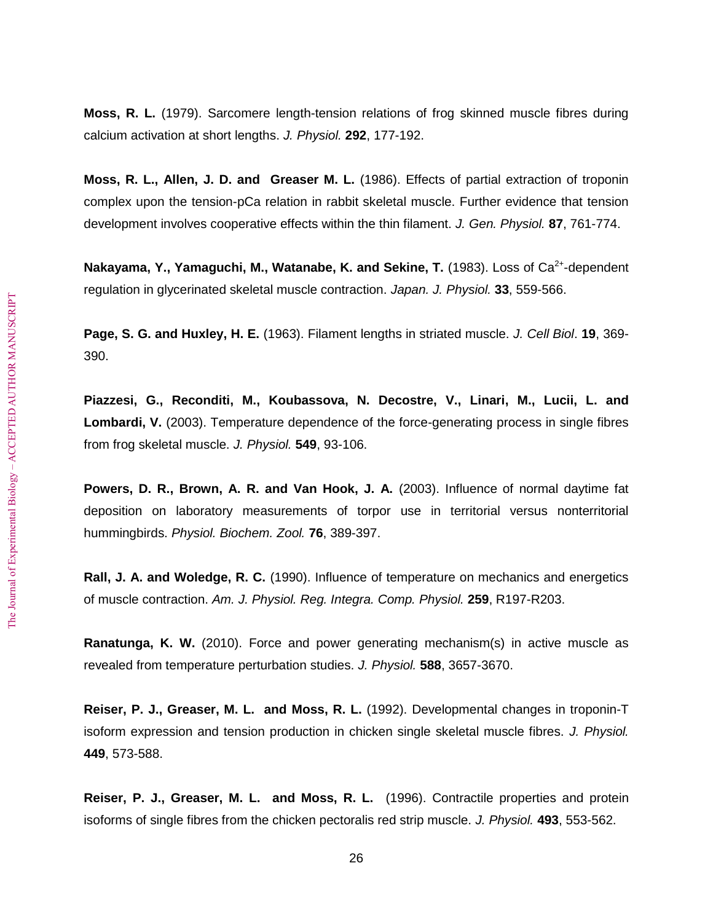**Moss, R. L.** (1979). Sarcomere length-tension relations of frog skinned muscle fibres during calcium activation at short lengths. *J. Physiol.* **292**, 177-192.

**Moss, R. L., Allen, J. D. and Greaser M. L.** (1986). Effects of partial extraction of troponin complex upon the tension-pCa relation in rabbit skeletal muscle. Further evidence that tension development involves cooperative effects within the thin filament. *J. Gen. Physiol.* **87**, 761-774.

**Nakayama, Y., Yamaguchi, M., Watanabe, K. and Sekine, T.** (1983). Loss of $Ca^{2+}$-dependent regulation in glycerinated skeletal muscle contraction. *Japan. J. Physiol.* **33**, 559-566.

**Page, S. G. and Huxley, H. E.** (1963). Filament lengths in striated muscle. *J. Cell Biol*. **19**, 369-390.

**Piazzesi, G., Reconditi, M., Koubassova, N. Decostre, V., Linari, M., Lucii, L. and Lombardi, V.** (2003). Temperature dependence of the force-generating process in single fibres from frog skeletal muscle. *J. Physiol.* **549**, 93-106.

**Powers, D. R., Brown, A. R. and Van Hook, J. A.** (2003). Influence of normal daytime fat deposition on laboratory measurements of torpor use in territorial versus nonterritorial hummingbirds. *Physiol. Biochem. Zool.* **76**, 389-397.

**Rall, J. A. and Woledge, R. C.** (1990). Influence of temperature on mechanics and energetics of muscle contraction. *Am. J. Physiol. Reg. Integra. Comp. Physiol.* **259**, R197-R203.

**Ranatunga, K. W.** (2010). Force and power generating mechanism(s) in active muscle as revealed from temperature perturbation studies. *J. Physiol.* **588**, 3657-3670.

**Reiser, P. J., Greaser, M. L. and Moss, R. L.** (1992). Developmental changes in troponin-T isoform expression and tension production in chicken single skeletal muscle fibres. *J. Physiol.* **449**, 573-588.

**Reiser, P. J., Greaser, M. L. and Moss, R. L.** (1996). Contractile properties and protein isoforms of single fibres from the chicken pectoralis red strip muscle. *J. Physiol.* **493**, 553-562.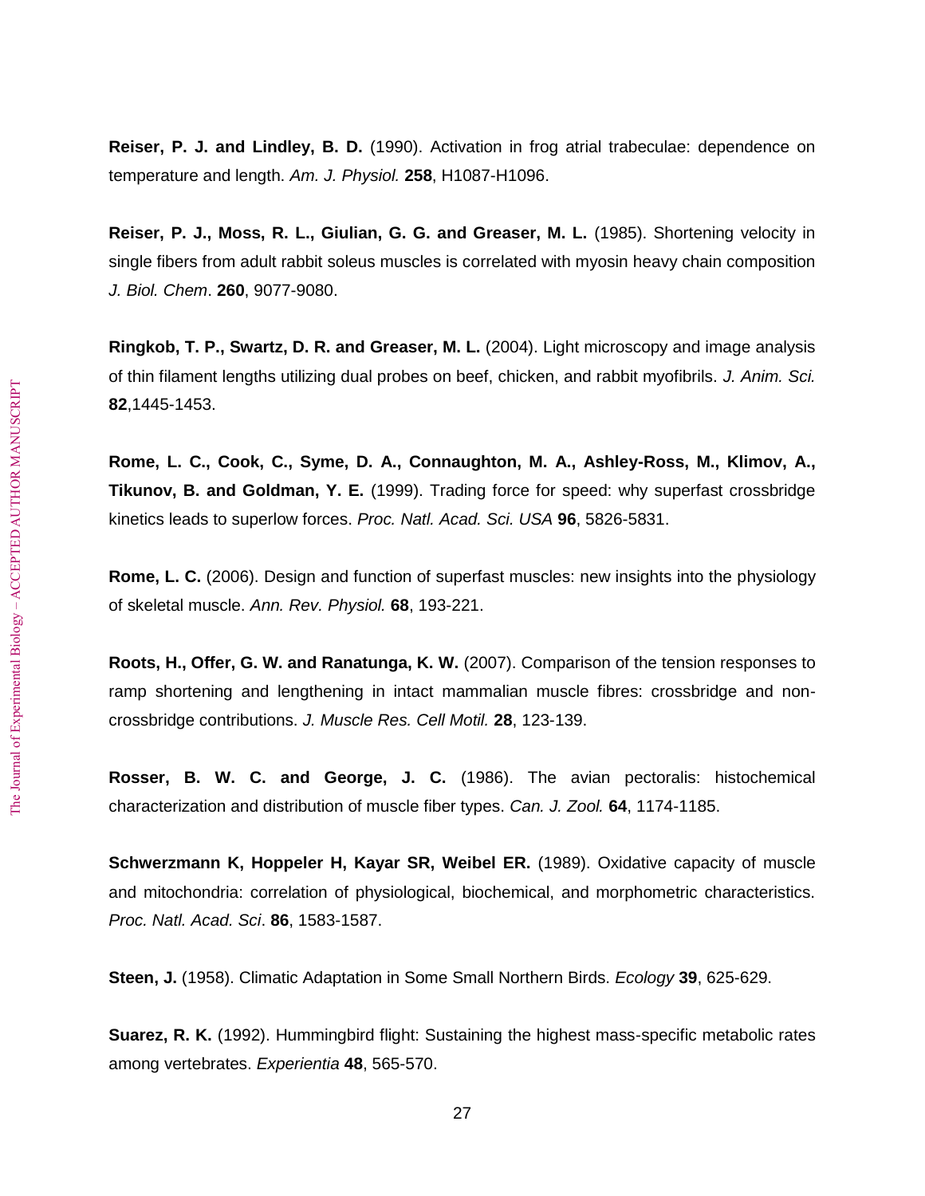**Reiser, P. J. and Lindley, B. D.** (1990). Activation in frog atrial trabeculae: dependence on temperature and length. *Am. J. Physiol.* **258**, H1087-H1096.

**Reiser, P. J., Moss, R. L., Giulian, G. G. and Greaser, M. L.** (1985). Shortening velocity in single fibers from adult rabbit soleus muscles is correlated with myosin heavy chain composition *J. Biol. Chem*. **260**, 9077-9080.

**Ringkob, T. P., Swartz, D. R. and Greaser, M. L.** (2004). Light microscopy and image analysis of thin filament lengths utilizing dual probes on beef, chicken, and rabbit myofibrils. *J. Anim. Sci.* **82**,1445-1453.

**Rome, L. C., Cook, C., Syme, D. A., Connaughton, M. A., Ashley-Ross, M., Klimov, A., Tikunov, B. and Goldman, Y. E.** (1999). Trading force for speed: why superfast crossbridge kinetics leads to superlow forces. *Proc. Natl. Acad. Sci. USA* **96**, 5826-5831.

**Rome, L. C.** (2006). Design and function of superfast muscles: new insights into the physiology of skeletal muscle. *Ann. Rev. Physiol.* **68**, 193-221.

**Roots, H., Offer, G. W. and Ranatunga, K. W.** (2007). Comparison of the tension responses to ramp shortening and lengthening in intact mammalian muscle fibres: crossbridge and non-crossbridge contributions. *J. Muscle Res. Cell Motil.* **28**, 123-139.

**Rosser, B. W. C. and George, J. C.** (1986). The avian pectoralis: histochemical characterization and distribution of muscle fiber types. *Can. J. Zool.* **64**, 1174-1185.

**Schwerzmann K, Hoppeler H, Kayar SR, Weibel ER.** (1989). Oxidative capacity of muscle and mitochondria: correlation of physiological, biochemical, and morphometric characteristics. *Proc. Natl. Acad. Sci*. **86**, 1583-1587.

**Steen, J.** (1958). Climatic Adaptation in Some Small Northern Birds. *Ecology* **39**, 625-629.

**Suarez, R. K.** (1992). Hummingbird flight: Sustaining the highest mass-specific metabolic rates among vertebrates. *Experientia* **48**, 565-570.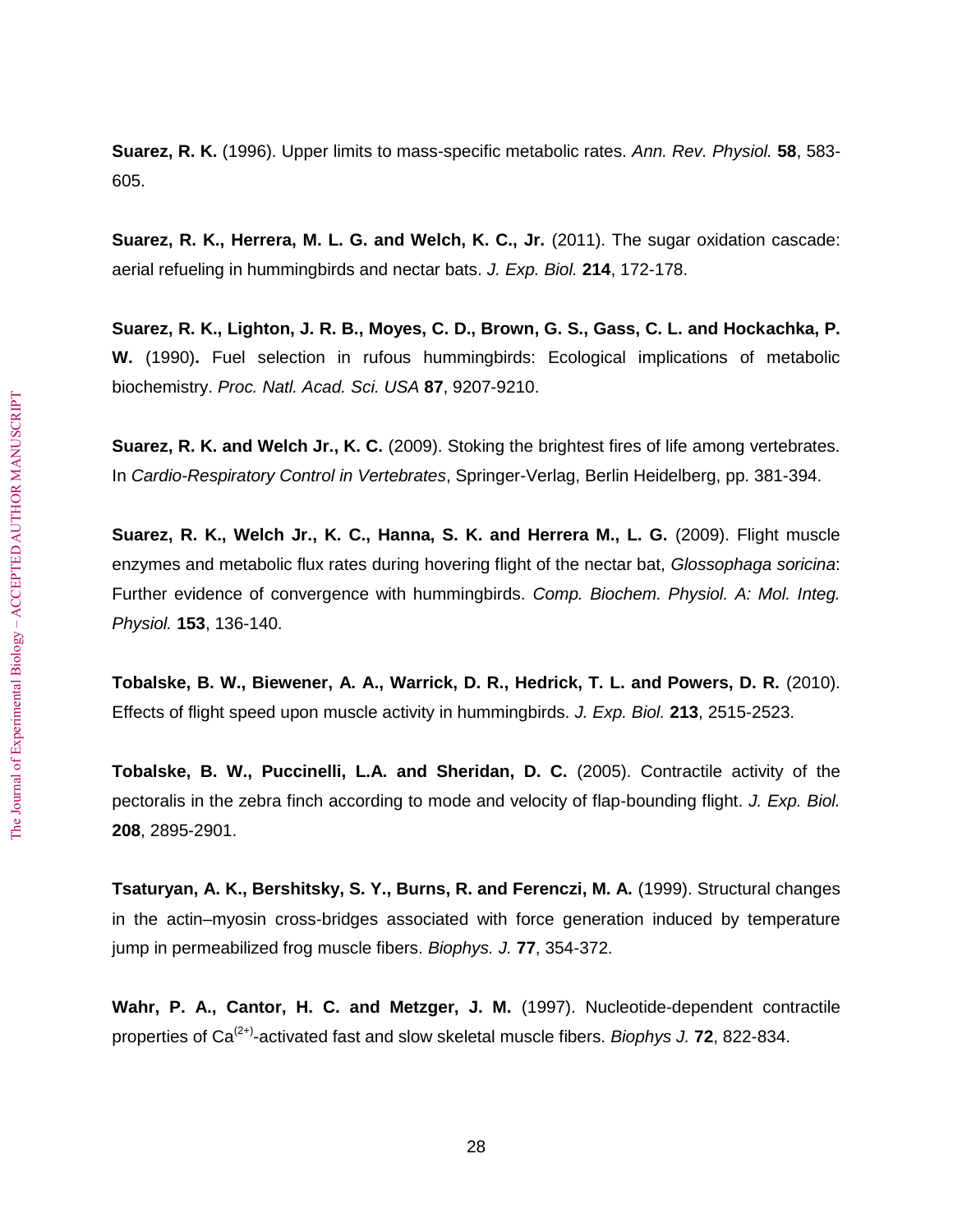**Suarez, R. K.** (1996). Upper limits to mass-specific metabolic rates. *Ann. Rev. Physiol.* **58**, 583-605.

**Suarez, R. K., Herrera, M. L. G. and Welch, K. C., Jr.** (2011). The sugar oxidation cascade: aerial refueling in hummingbirds and nectar bats. *J. Exp. Biol.* **214**, 172-178.

**Suarez, R. K., Lighton, J. R. B., Moyes, C. D., Brown, G. S., Gass, C. L. and Hockachka, P. W.** (1990)**.** Fuel selection in rufous hummingbirds: Ecological implications of metabolic biochemistry. *Proc. Natl. Acad. Sci. USA* **87**, 9207-9210.

**Suarez, R. K. and Welch Jr., K. C.** (2009). Stoking the brightest fires of life among vertebrates. In *Cardio-Respiratory Control in Vertebrates*, Springer-Verlag, Berlin Heidelberg, pp. 381-394.

**Suarez, R. K., Welch Jr., K. C., Hanna, S. K. and Herrera M., L. G.** (2009). Flight muscle enzymes and metabolic flux rates during hovering flight of the nectar bat, *Glossophaga soricina*: Further evidence of convergence with hummingbirds. *Comp. Biochem. Physiol. A: Mol. Integ. Physiol.* **153**, 136-140.

**Tobalske, B. W., Biewener, A. A., Warrick, D. R., Hedrick, T. L. and Powers, D. R.** (2010). Effects of flight speed upon muscle activity in hummingbirds. *J. Exp. Biol.* **213**, 2515-2523.

**Tobalske, B. W., Puccinelli, L.A. and Sheridan, D. C.** (2005). Contractile activity of the pectoralis in the zebra finch according to mode and velocity of flap-bounding flight. *J. Exp. Biol.* **208**, 2895-2901.

**Tsaturyan, A. K., Bershitsky, S. Y., Burns, R. and Ferenczi, M. A.** (1999). Structural changes in the actin–myosin cross-bridges associated with force generation induced by temperature jump in permeabilized frog muscle fibers. *Biophys. J.* **77**, 354-372.

**Wahr, P. A., Cantor, H. C. and Metzger, J. M.** (1997). Nucleotide-dependent contractile properties of $Ca^{(2+)}$-activated fast and slow skeletal muscle fibers. *Biophys J.* **72**, 822-834.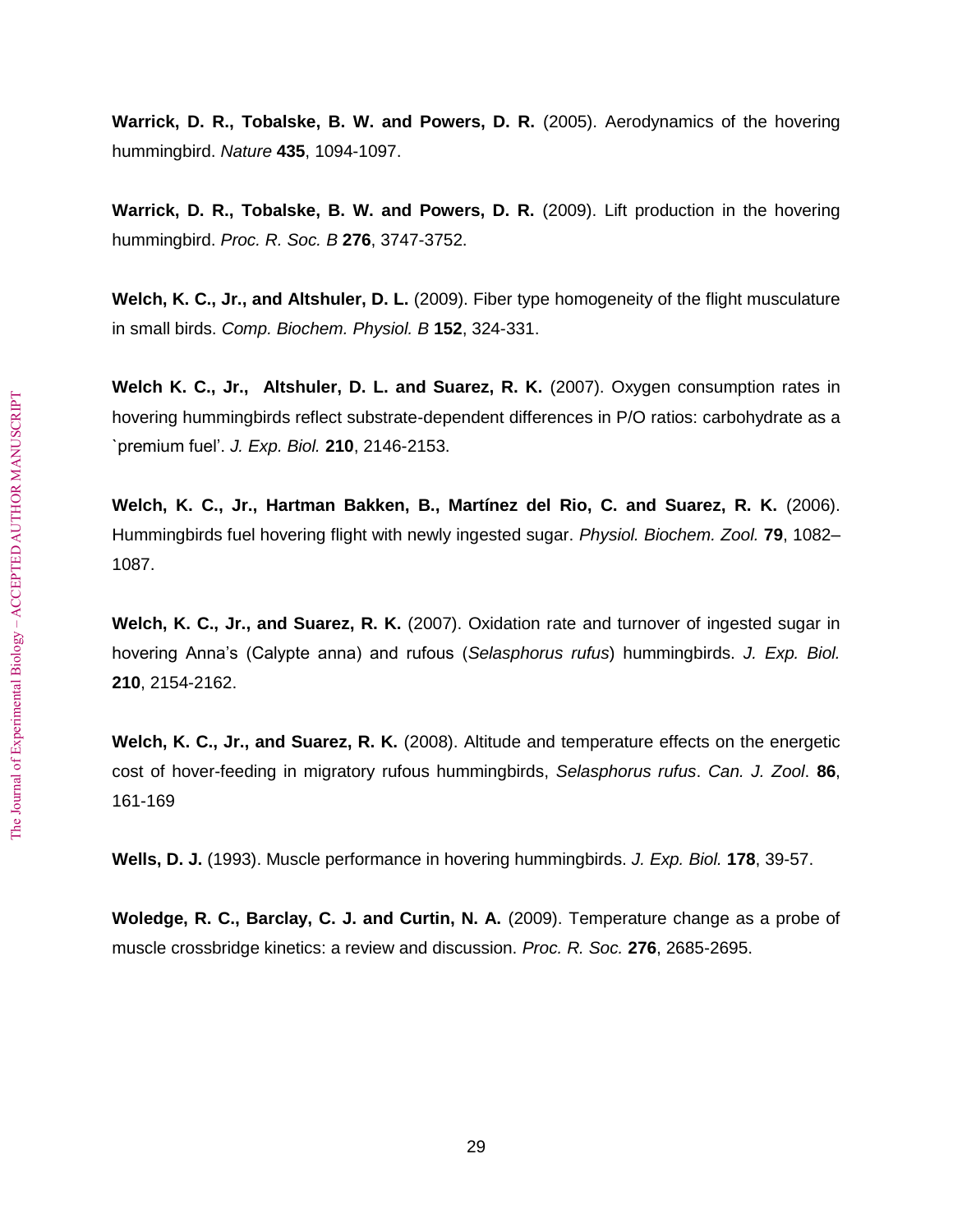**Warrick, D. R., Tobalske, B. W. and Powers, D. R.** (2005). Aerodynamics of the hovering hummingbird. *Nature* **435**, 1094-1097.

**Warrick, D. R., Tobalske, B. W. and Powers, D. R.** (2009). Lift production in the hovering hummingbird. *Proc. R. Soc. B* **276**, 3747-3752.

**Welch, K. C., Jr., and Altshuler, D. L.** (2009). Fiber type homogeneity of the flight musculature in small birds. *Comp. Biochem. Physiol. B* **152**, 324-331.

**Welch K. C., Jr., Altshuler, D. L. and Suarez, R. K.** (2007). Oxygen consumption rates in hovering hummingbirds reflect substrate-dependent differences in P/O ratios: carbohydrate as a `premium fuel'. *J. Exp. Biol.* **210**, 2146-2153.

**Welch, K. C., Jr., Hartman Bakken, B., Martínez del Rio, C. and Suarez, R. K.** (2006). Hummingbirds fuel hovering flight with newly ingested sugar. *Physiol. Biochem. Zool.* **79**, 1082–1087.

**Welch, K. C., Jr., and Suarez, R. K.** (2007). Oxidation rate and turnover of ingested sugar in hovering Anna's (Calypte anna) and rufous (*Selasphorus rufus*) hummingbirds. *J. Exp. Biol.* **210**, 2154-2162.

**Welch, K. C., Jr., and Suarez, R. K.** (2008). Altitude and temperature effects on the energetic cost of hover-feeding in migratory rufous hummingbirds, *Selasphorus rufus*. *Can. J. Zool*. **86**, 161-169

**Wells, D. J.** (1993). Muscle performance in hovering hummingbirds. *J. Exp. Biol.* **178**, 39-57.

**Woledge, R. C., Barclay, C. J. and Curtin, N. A.** (2009). Temperature change as a probe of muscle crossbridge kinetics: a review and discussion. *Proc. R. Soc.* **276**, 2685-2695.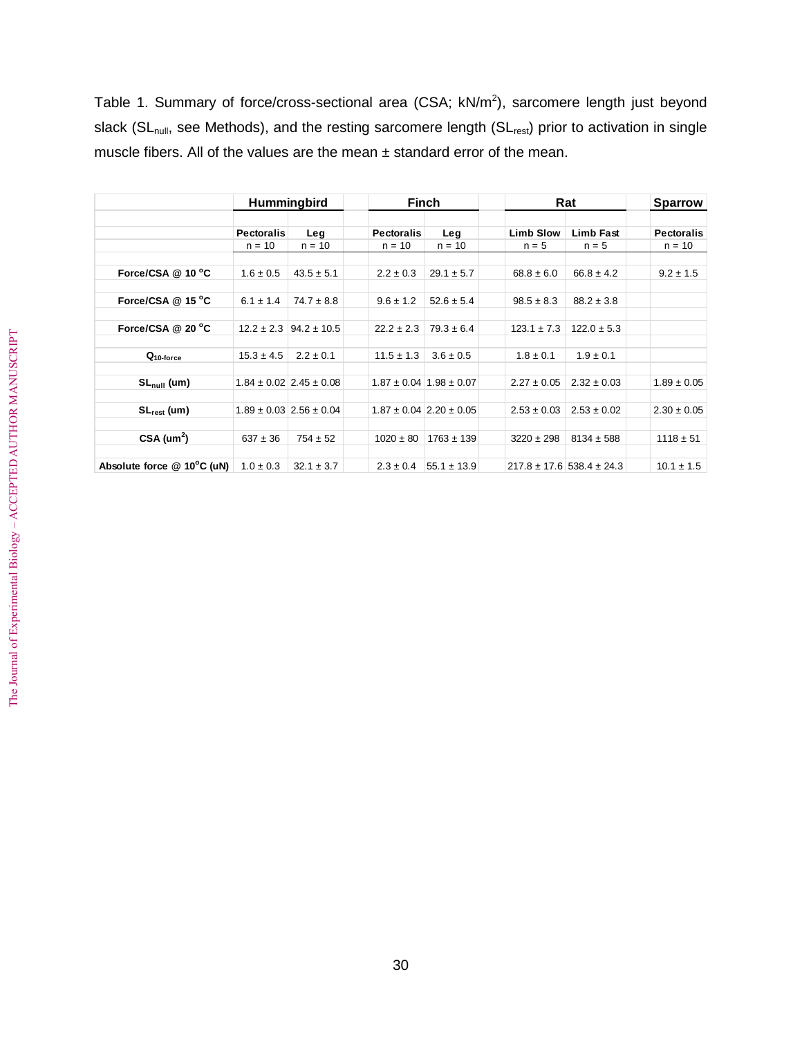Table 1. Summary of force/cross-sectional area (CSA; kN/m$^2$), sarcomere length just beyond slack ($SL_{null}$, see Methods), and the resting sarcomere length ($SL_{rest}$) prior to activation in single muscle fibers. All of the values are the mean ± standard error of the mean.

| | Hummingbird | | Finch | | Rat | | Sparrow |
|---|---|---|---|---|---|---|---|
| | **Pectoralis** | **Leg** | **Pectoralis** | **Leg** | **Limb Slow** | **Limb Fast** | **Pectoralis** |
| | n = 10 | n = 10 | n = 10 | n = 10 | n = 5 | n = 5 | n = 10 |
| **Force/CSA @ 10 °C** | 1.6 ± 0.5 | 43.5 ± 5.1 | 2.2 ± 0.3 | 29.1 ± 5.7 | 68.8 ± 6.0 | 66.8 ± 4.2 | 9.2 ± 1.5 |
| **Force/CSA @ 15 °C** | 6.1 ± 1.4 | 74.7 ± 8.8 | 9.6 ± 1.2 | 52.6 ± 5.4 | 98.5 ± 8.3 | 88.2 ± 3.8 | |
| **Force/CSA @ 20 °C** | 12.2 ± 2.3 | 94.2 ± 10.5 | 22.2 ± 2.3 | 79.3 ± 6.4 | 123.1 ± 7.3 | 122.0 ± 5.3 | |
| **$Q_{10\text{-force}}$** | 15.3 ± 4.5 | 2.2 ± 0.1 | 11.5 ± 1.3 | 3.6 ± 0.5 | 1.8 ± 0.1 | 1.9 ± 0.1 | |
| **$SL_{null}$ (um)** | 1.84 ± 0.02 | 2.45 ± 0.08 | 1.87 ± 0.04 | 1.98 ± 0.07 | 2.27 ± 0.05 | 2.32 ± 0.03 | 1.89 ± 0.05 |
| **$SL_{rest}$ (um)** | 1.89 ± 0.03 | 2.56 ± 0.04 | 1.87 ± 0.04 | 2.20 ± 0.05 | 2.53 ± 0.03 | 2.53 ± 0.02 | 2.30 ± 0.05 |
| **CSA (um$^2$)** | 637 ± 36 | 754 ± 52 | 1020 ± 80 | 1763 ± 139 | 3220 ± 298 | 8134 ± 588 | 1118 ± 51 |
| **Absolute force @ 10°C (uN)** | 1.0 ± 0.3 | 32.1 ± 3.7 | 2.3 ± 0.4 | 55.1 ± 13.9 | 217.8 ± 17.6 | 538.4 ± 24.3 | 10.1 ± 1.5 |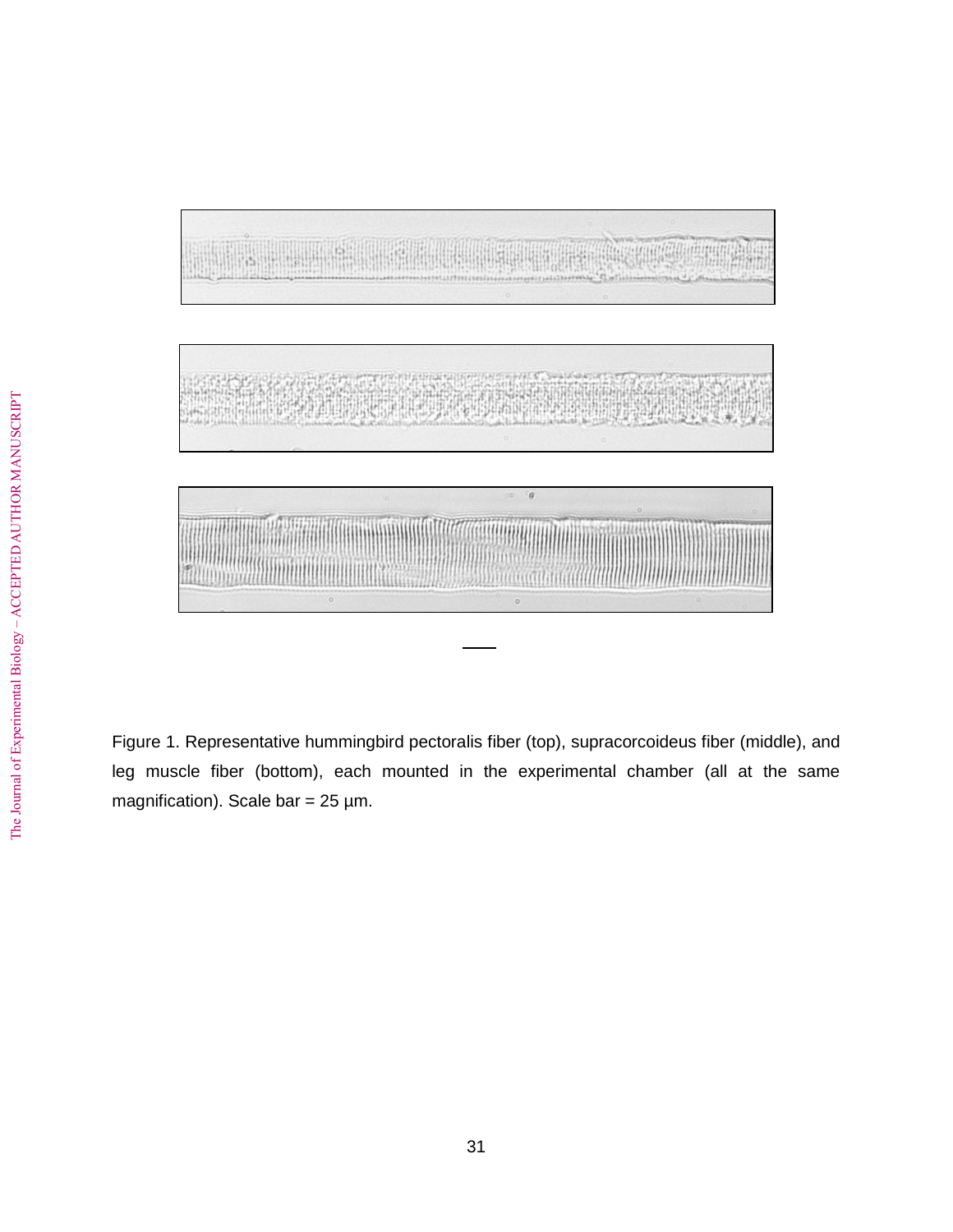Figure 1. Representative hummingbird pectoralis fiber (top), supracorcoideus fiber (middle), and leg muscle fiber (bottom), each mounted in the experimental chamber (all at the same magnification). Scale bar = 25 µm.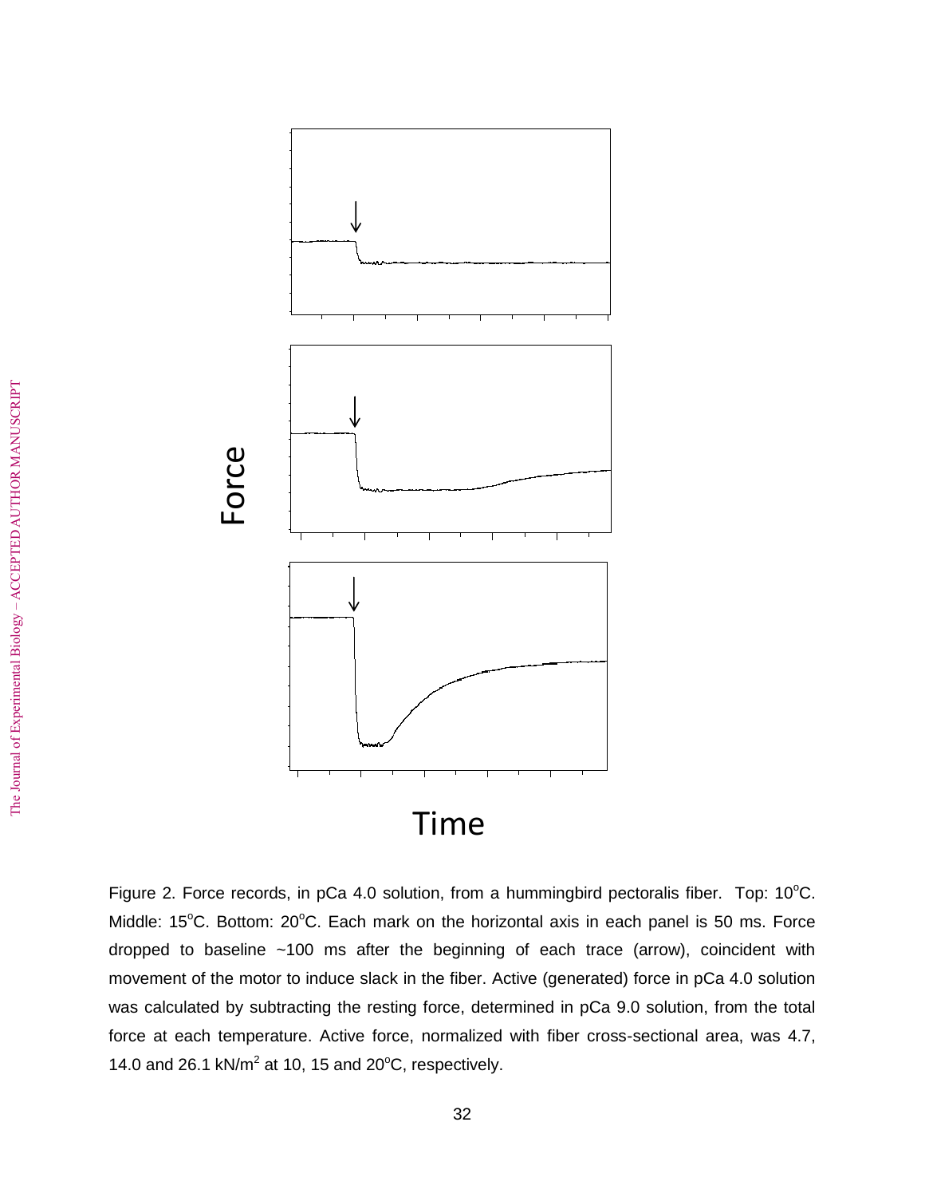Figure 2. Force records, in pCa 4.0 solution, from a hummingbird pectoralis fiber. Top: 10°C. Middle: 15°C. Bottom: 20°C. Each mark on the horizontal axis in each panel is 50 ms. Force dropped to baseline ~100 ms after the beginning of each trace (arrow), coincident with movement of the motor to induce slack in the fiber. Active (generated) force in pCa 4.0 solution was calculated by subtracting the resting force, determined in pCa 9.0 solution, from the total force at each temperature. Active force, normalized with fiber cross-sectional area, was 4.7, 14.0 and 26.1 kN/m$^2$ at 10, 15 and 20°C, respectively.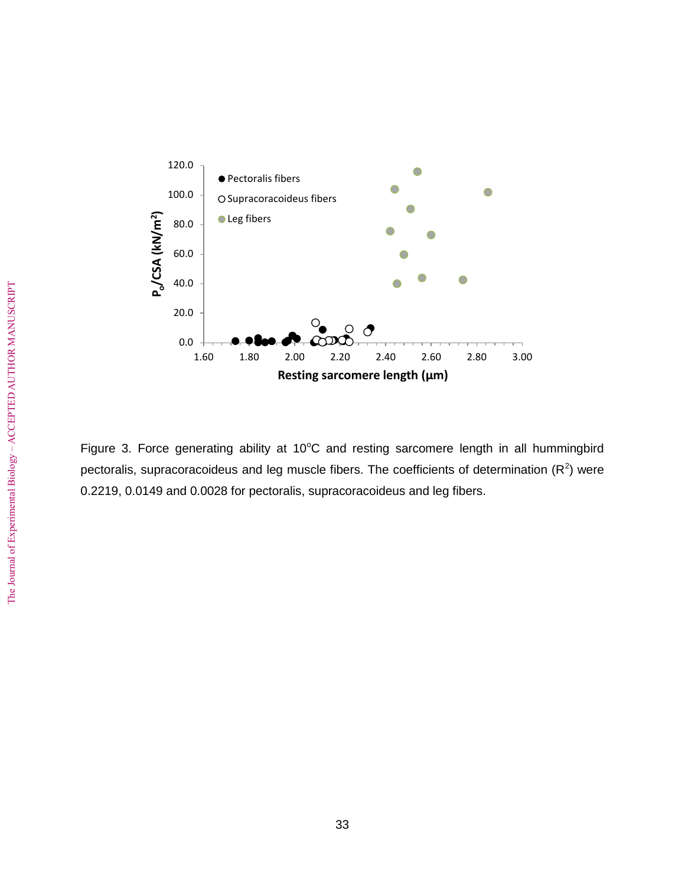Figure 3. Force generating ability at 10°C and resting sarcomere length in all hummingbird pectoralis, supracoracoideus and leg muscle fibers. The coefficients of determination ($R^2$) were 0.2219, 0.0149 and 0.0028 for pectoralis, supracoracoideus and leg fibers.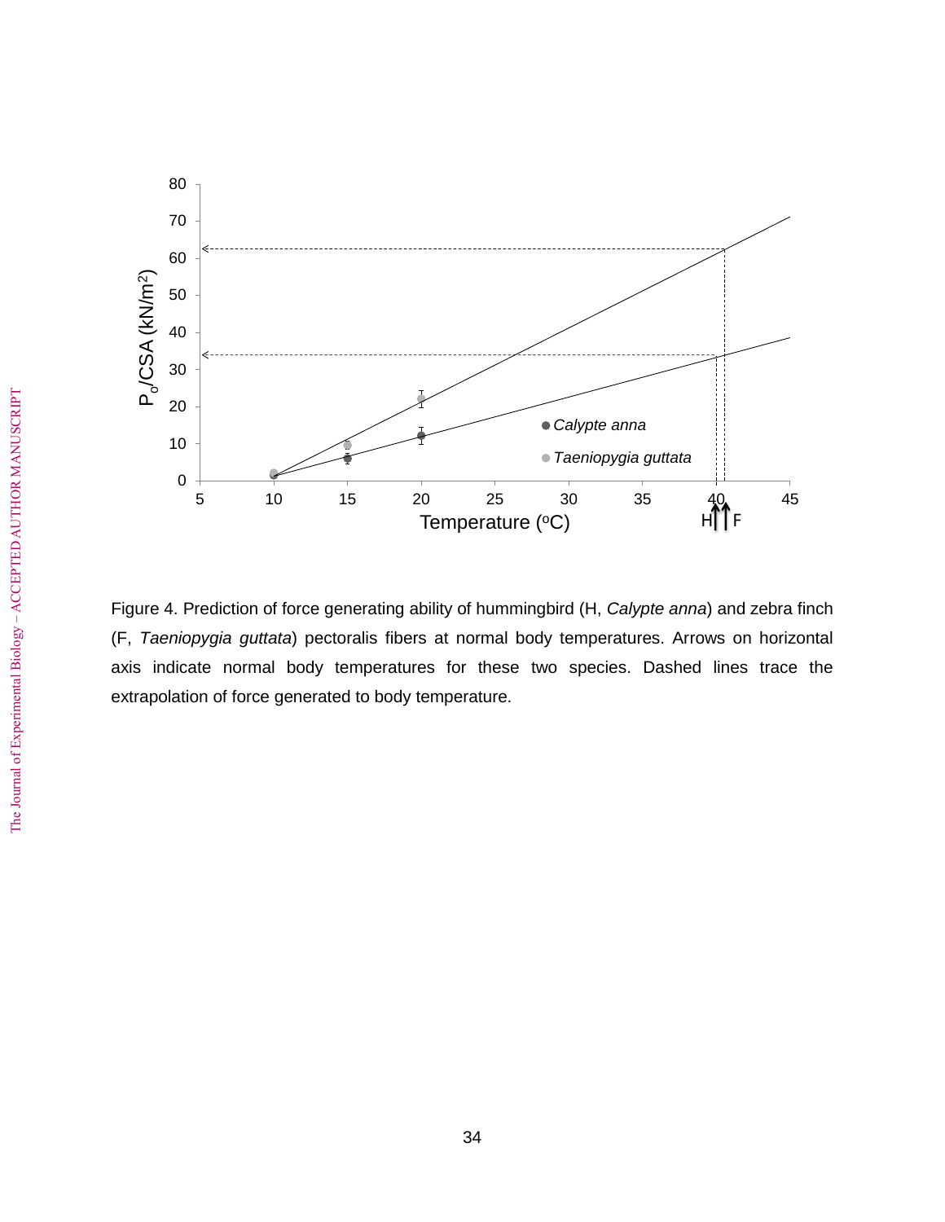80
70
60
50
40
30
20
10
0

$P_o$/CSA (kN/m$^2$)

5 10 15 20 25 30 35 40 45

Temperature (°C)

H F

*Calypte anna*

*Taeniopygia guttata*

Figure 4. Prediction of force generating ability of hummingbird (H, *Calypte anna*) and zebra finch (F, *Taeniopygia guttata*) pectoralis fibers at normal body temperatures. Arrows on horizontal axis indicate normal body temperatures for these two species. Dashed lines trace the extrapolation of force generated to body temperature.